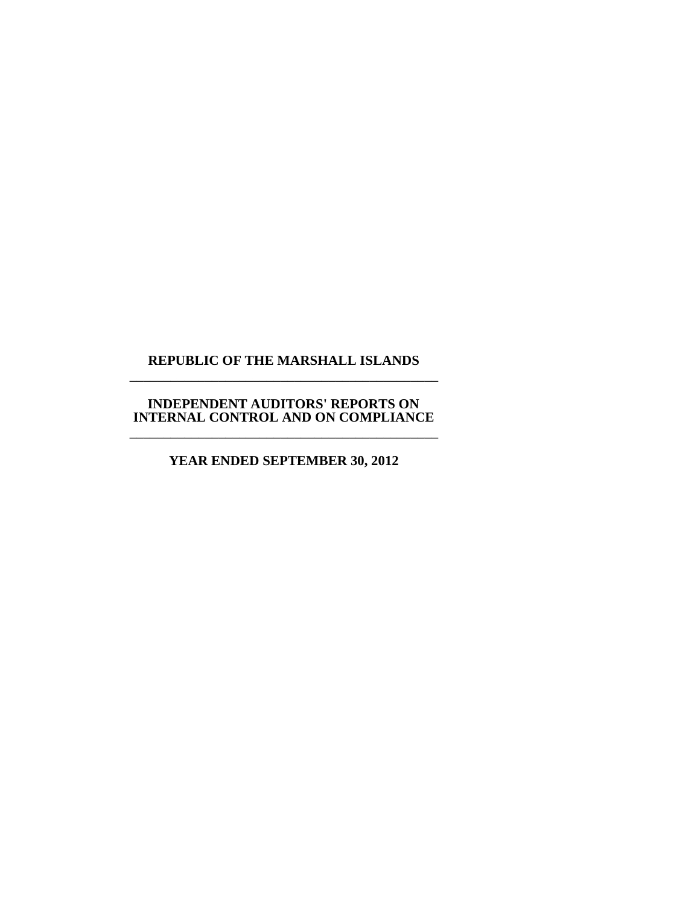# REPUBLIC OF THE MARSHALL ISLANDS

---

## INDEPENDENT AUDITORS' REPORTS ON INTERNAL CONTROL AND ON COMPLIANCE

---

### YEAR ENDED SEPTEMBER 30, 2012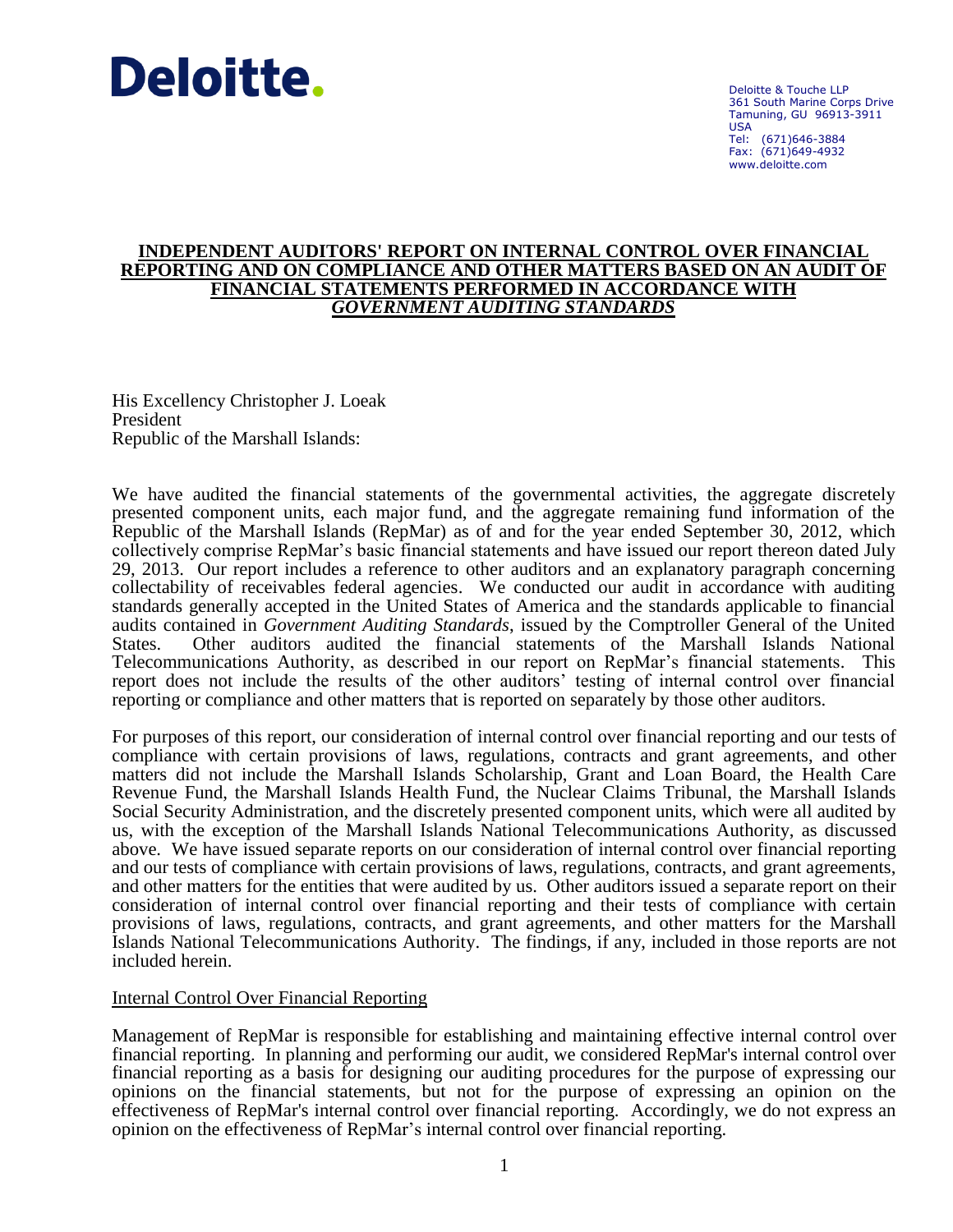Deloitte.

Deloitte & Touche LLP
361 South Marine Corps Drive
Tamuning, GU 96913-3911
USA
Tel: (671)646-3884
Fax: (671)649-4932
www.deloitte.com

# INDEPENDENT AUDITORS' REPORT ON INTERNAL CONTROL OVER FINANCIAL REPORTING AND ON COMPLIANCE AND OTHER MATTERS BASED ON AN AUDIT OF FINANCIAL STATEMENTS PERFORMED IN ACCORDANCE WITH *GOVERNMENT AUDITING STANDARDS*

His Excellency Christopher J. Loeak
President
Republic of the Marshall Islands:

We have audited the financial statements of the governmental activities, the aggregate discretely presented component units, each major fund, and the aggregate remaining fund information of the Republic of the Marshall Islands (RepMar) as of and for the year ended September 30, 2012, which collectively comprise RepMar's basic financial statements and have issued our report thereon dated July 29, 2013. Our report includes a reference to other auditors and an explanatory paragraph concerning collectability of receivables federal agencies. We conducted our audit in accordance with auditing standards generally accepted in the United States of America and the standards applicable to financial audits contained in *Government Auditing Standards*, issued by the Comptroller General of the United States. Other auditors audited the financial statements of the Marshall Islands National Telecommunications Authority, as described in our report on RepMar's financial statements. This report does not include the results of the other auditors' testing of internal control over financial reporting or compliance and other matters that is reported on separately by those other auditors.

For purposes of this report, our consideration of internal control over financial reporting and our tests of compliance with certain provisions of laws, regulations, contracts and grant agreements, and other matters did not include the Marshall Islands Scholarship, Grant and Loan Board, the Health Care Revenue Fund, the Marshall Islands Health Fund, the Nuclear Claims Tribunal, the Marshall Islands Social Security Administration, and the discretely presented component units, which were all audited by us, with the exception of the Marshall Islands National Telecommunications Authority, as discussed above. We have issued separate reports on our consideration of internal control over financial reporting and our tests of compliance with certain provisions of laws, regulations, contracts, and grant agreements, and other matters for the entities that were audited by us. Other auditors issued a separate report on their consideration of internal control over financial reporting and their tests of compliance with certain provisions of laws, regulations, contracts, and grant agreements, and other matters for the Marshall Islands National Telecommunications Authority. The findings, if any, included in those reports are not included herein.

## Internal Control Over Financial Reporting

Management of RepMar is responsible for establishing and maintaining effective internal control over financial reporting. In planning and performing our audit, we considered RepMar's internal control over financial reporting as a basis for designing our auditing procedures for the purpose of expressing our opinions on the financial statements, but not for the purpose of expressing an opinion on the effectiveness of RepMar's internal control over financial reporting. Accordingly, we do not express an opinion on the effectiveness of RepMar's internal control over financial reporting.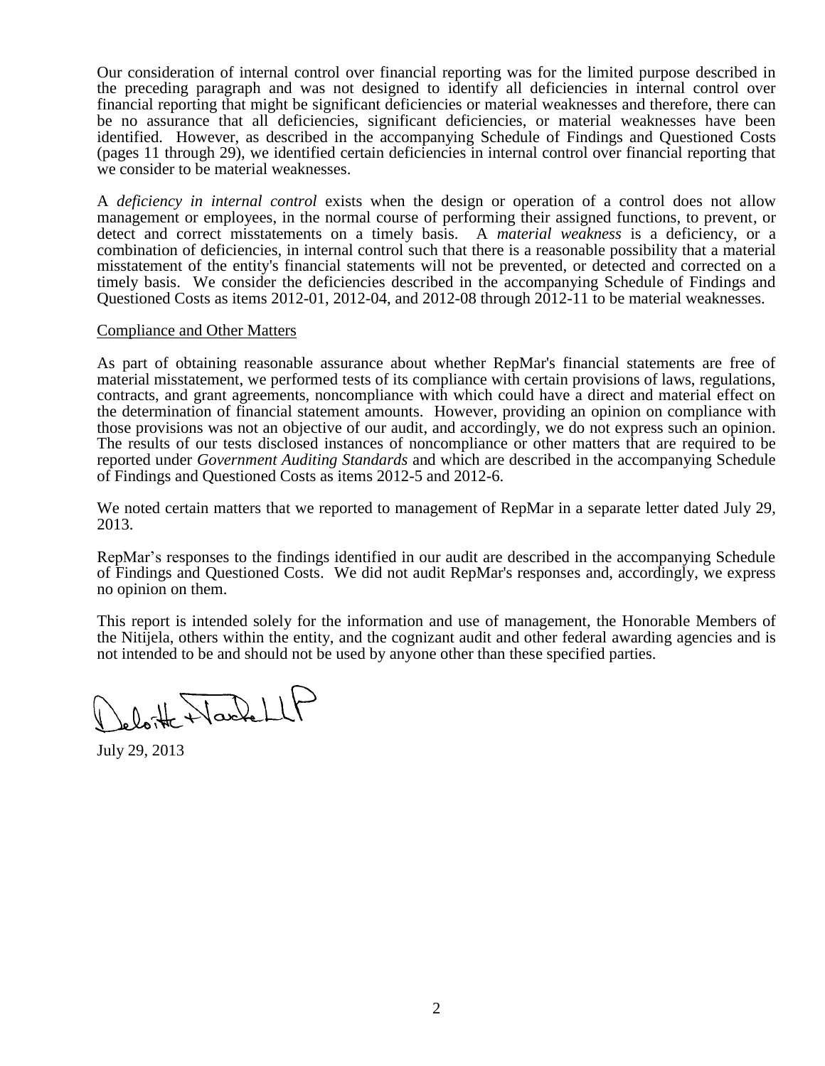Our consideration of internal control over financial reporting was for the limited purpose described in the preceding paragraph and was not designed to identify all deficiencies in internal control over financial reporting that might be significant deficiencies or material weaknesses and therefore, there can be no assurance that all deficiencies, significant deficiencies, or material weaknesses have been identified. However, as described in the accompanying Schedule of Findings and Questioned Costs (pages 11 through 29), we identified certain deficiencies in internal control over financial reporting that we consider to be material weaknesses.

A *deficiency in internal control* exists when the design or operation of a control does not allow management or employees, in the normal course of performing their assigned functions, to prevent, or detect and correct misstatements on a timely basis. A *material weakness* is a deficiency, or a combination of deficiencies, in internal control such that there is a reasonable possibility that a material misstatement of the entity's financial statements will not be prevented, or detected and corrected on a timely basis. We consider the deficiencies described in the accompanying Schedule of Findings and Questioned Costs as items 2012-01, 2012-04, and 2012-08 through 2012-11 to be material weaknesses.

Compliance and Other Matters

As part of obtaining reasonable assurance about whether RepMar's financial statements are free of material misstatement, we performed tests of its compliance with certain provisions of laws, regulations, contracts, and grant agreements, noncompliance with which could have a direct and material effect on the determination of financial statement amounts. However, providing an opinion on compliance with those provisions was not an objective of our audit, and accordingly, we do not express such an opinion. The results of our tests disclosed instances of noncompliance or other matters that are required to be reported under *Government Auditing Standards* and which are described in the accompanying Schedule of Findings and Questioned Costs as items 2012-5 and 2012-6.

We noted certain matters that we reported to management of RepMar in a separate letter dated July 29, 2013.

RepMar's responses to the findings identified in our audit are described in the accompanying Schedule of Findings and Questioned Costs. We did not audit RepMar's responses and, accordingly, we express no opinion on them.

This report is intended solely for the information and use of management, the Honorable Members of the Nitijela, others within the entity, and the cognizant audit and other federal awarding agencies and is not intended to be and should not be used by anyone other than these specified parties.

Deloitte & Touche LLP

July 29, 2013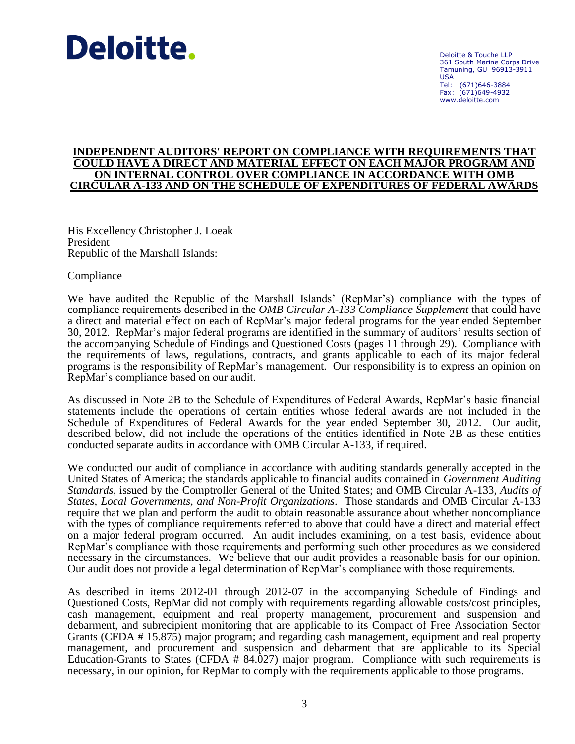Deloitte.

Deloitte & Touche LLP
361 South Marine Corps Drive
Tamuning, GU 96913-3911
USA
Tel: (671)646-3884
Fax: (671)649-4932
www.deloitte.com

**INDEPENDENT AUDITORS' REPORT ON COMPLIANCE WITH REQUIREMENTS THAT COULD HAVE A DIRECT AND MATERIAL EFFECT ON EACH MAJOR PROGRAM AND ON INTERNAL CONTROL OVER COMPLIANCE IN ACCORDANCE WITH OMB CIRCULAR A-133 AND ON THE SCHEDULE OF EXPENDITURES OF FEDERAL AWARDS**

His Excellency Christopher J. Loeak
President
Republic of the Marshall Islands:

Compliance

We have audited the Republic of the Marshall Islands' (RepMar's) compliance with the types of compliance requirements described in the *OMB Circular A-133 Compliance Supplement* that could have a direct and material effect on each of RepMar's major federal programs for the year ended September 30, 2012. RepMar's major federal programs are identified in the summary of auditors' results section of the accompanying Schedule of Findings and Questioned Costs (pages 11 through 29). Compliance with the requirements of laws, regulations, contracts, and grants applicable to each of its major federal programs is the responsibility of RepMar's management. Our responsibility is to express an opinion on RepMar's compliance based on our audit.

As discussed in Note 2B to the Schedule of Expenditures of Federal Awards, RepMar's basic financial statements include the operations of certain entities whose federal awards are not included in the Schedule of Expenditures of Federal Awards for the year ended September 30, 2012. Our audit, described below, did not include the operations of the entities identified in Note 2B as these entities conducted separate audits in accordance with OMB Circular A-133, if required.

We conducted our audit of compliance in accordance with auditing standards generally accepted in the United States of America; the standards applicable to financial audits contained in *Government Auditing Standards*, issued by the Comptroller General of the United States; and OMB Circular A-133, *Audits of States, Local Governments, and Non-Profit Organizations*. Those standards and OMB Circular A-133 require that we plan and perform the audit to obtain reasonable assurance about whether noncompliance with the types of compliance requirements referred to above that could have a direct and material effect on a major federal program occurred. An audit includes examining, on a test basis, evidence about RepMar's compliance with those requirements and performing such other procedures as we considered necessary in the circumstances. We believe that our audit provides a reasonable basis for our opinion. Our audit does not provide a legal determination of RepMar's compliance with those requirements.

As described in items 2012-01 through 2012-07 in the accompanying Schedule of Findings and Questioned Costs, RepMar did not comply with requirements regarding allowable costs/cost principles, cash management, equipment and real property management, procurement and suspension and debarment, and subrecipient monitoring that are applicable to its Compact of Free Association Sector Grants (CFDA # 15.875) major program; and regarding cash management, equipment and real property management, and procurement and suspension and debarment that are applicable to its Special Education-Grants to States (CFDA # 84.027) major program. Compliance with such requirements is necessary, in our opinion, for RepMar to comply with the requirements applicable to those programs.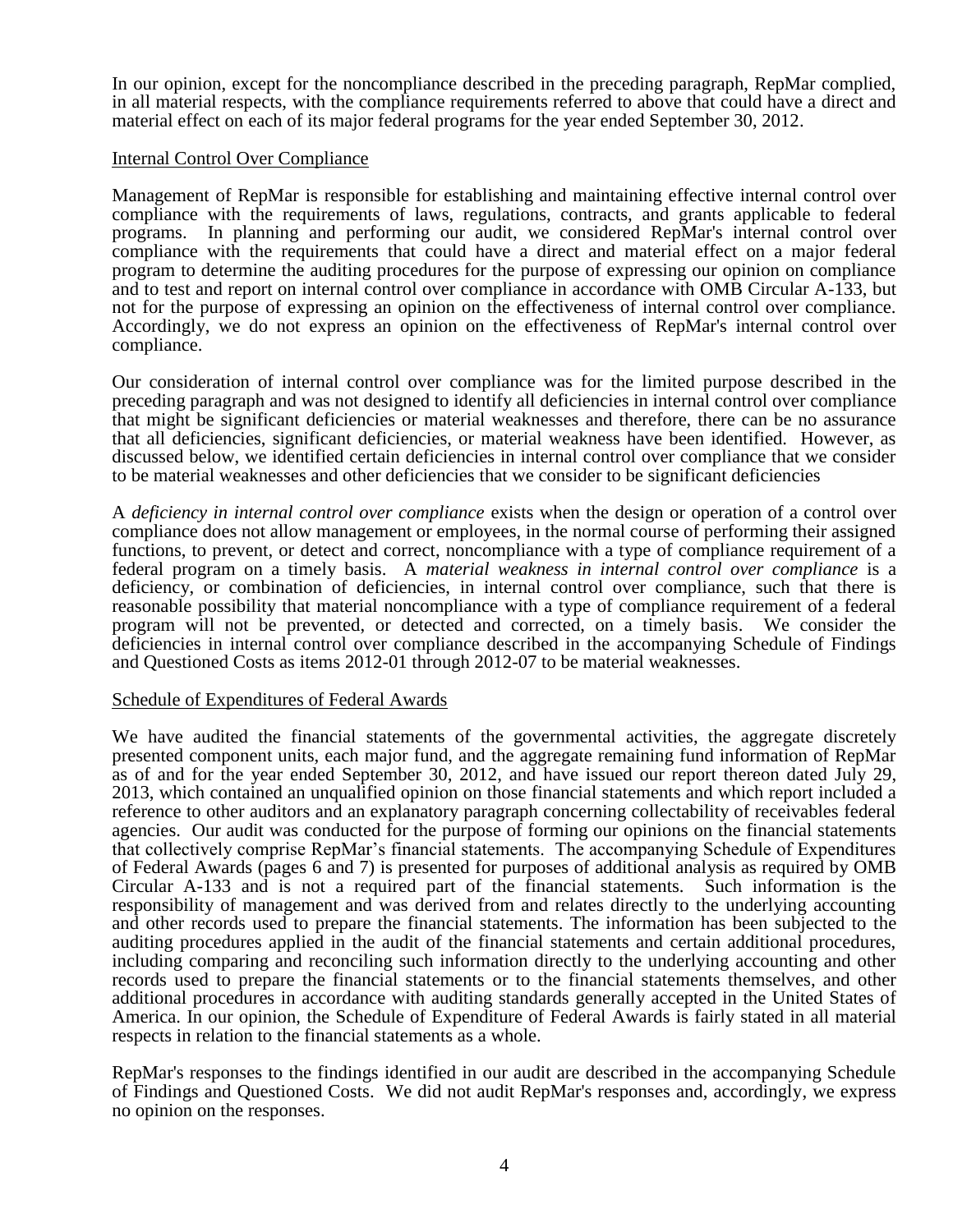In our opinion, except for the noncompliance described in the preceding paragraph, RepMar complied, in all material respects, with the compliance requirements referred to above that could have a direct and material effect on each of its major federal programs for the year ended September 30, 2012.

## Internal Control Over Compliance

Management of RepMar is responsible for establishing and maintaining effective internal control over compliance with the requirements of laws, regulations, contracts, and grants applicable to federal programs. In planning and performing our audit, we considered RepMar's internal control over compliance with the requirements that could have a direct and material effect on a major federal program to determine the auditing procedures for the purpose of expressing our opinion on compliance and to test and report on internal control over compliance in accordance with OMB Circular A-133, but not for the purpose of expressing an opinion on the effectiveness of internal control over compliance. Accordingly, we do not express an opinion on the effectiveness of RepMar's internal control over compliance.

Our consideration of internal control over compliance was for the limited purpose described in the preceding paragraph and was not designed to identify all deficiencies in internal control over compliance that might be significant deficiencies or material weaknesses and therefore, there can be no assurance that all deficiencies, significant deficiencies, or material weakness have been identified. However, as discussed below, we identified certain deficiencies in internal control over compliance that we consider to be material weaknesses and other deficiencies that we consider to be significant deficiencies

A *deficiency in internal control over compliance* exists when the design or operation of a control over compliance does not allow management or employees, in the normal course of performing their assigned functions, to prevent, or detect and correct, noncompliance with a type of compliance requirement of a federal program on a timely basis. A *material weakness in internal control over compliance* is a deficiency, or combination of deficiencies, in internal control over compliance, such that there is reasonable possibility that material noncompliance with a type of compliance requirement of a federal program will not be prevented, or detected and corrected, on a timely basis. We consider the deficiencies in internal control over compliance described in the accompanying Schedule of Findings and Questioned Costs as items 2012-01 through 2012-07 to be material weaknesses.

## Schedule of Expenditures of Federal Awards

We have audited the financial statements of the governmental activities, the aggregate discretely presented component units, each major fund, and the aggregate remaining fund information of RepMar as of and for the year ended September 30, 2012, and have issued our report thereon dated July 29, 2013, which contained an unqualified opinion on those financial statements and which report included a reference to other auditors and an explanatory paragraph concerning collectability of receivables federal agencies. Our audit was conducted for the purpose of forming our opinions on the financial statements that collectively comprise RepMar's financial statements. The accompanying Schedule of Expenditures of Federal Awards (pages 6 and 7) is presented for purposes of additional analysis as required by OMB Circular A-133 and is not a required part of the financial statements. Such information is the responsibility of management and was derived from and relates directly to the underlying accounting and other records used to prepare the financial statements. The information has been subjected to the auditing procedures applied in the audit of the financial statements and certain additional procedures, including comparing and reconciling such information directly to the underlying accounting and other records used to prepare the financial statements or to the financial statements themselves, and other additional procedures in accordance with auditing standards generally accepted in the United States of America. In our opinion, the Schedule of Expenditure of Federal Awards is fairly stated in all material respects in relation to the financial statements as a whole.

RepMar's responses to the findings identified in our audit are described in the accompanying Schedule of Findings and Questioned Costs. We did not audit RepMar's responses and, accordingly, we express no opinion on the responses.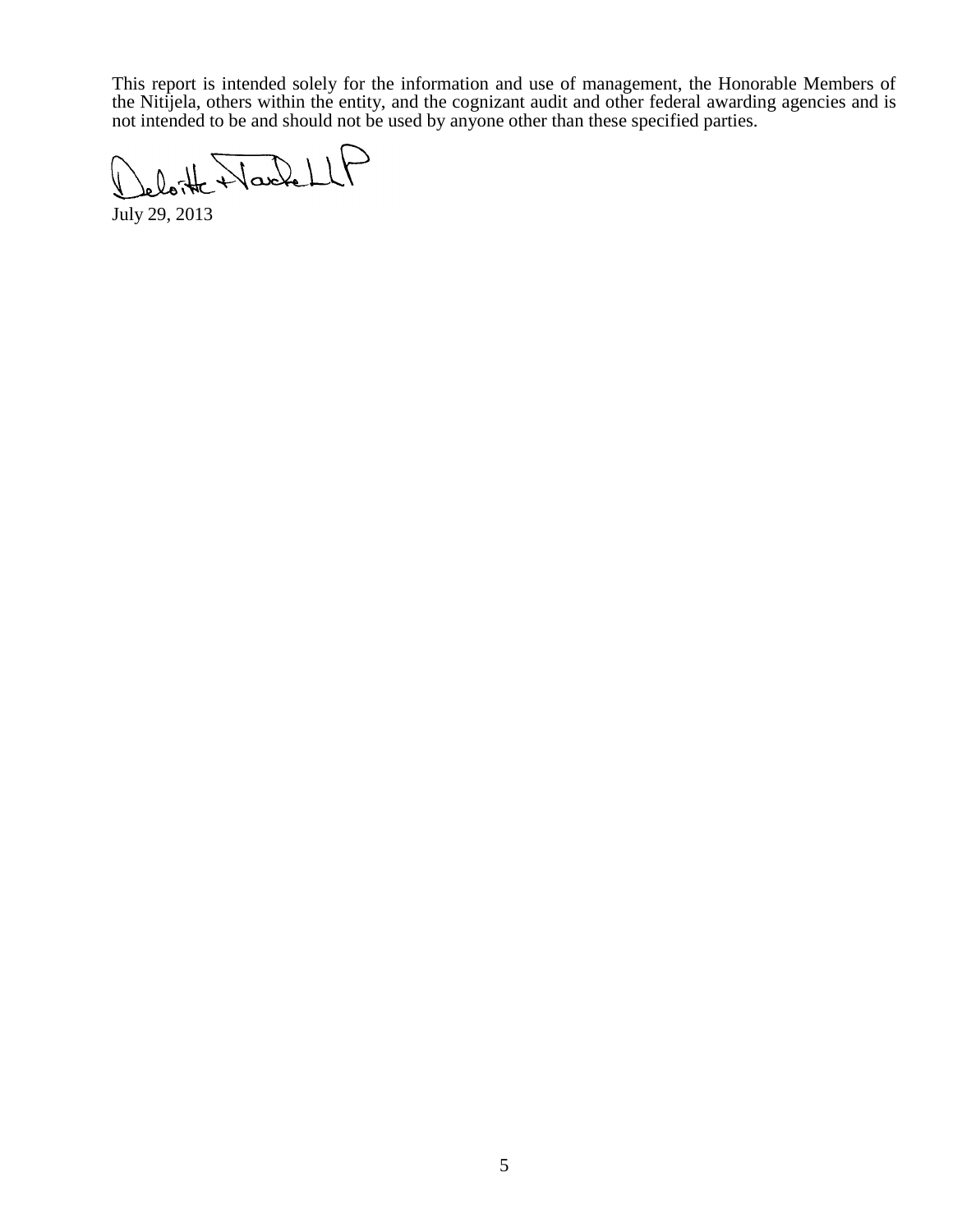This report is intended solely for the information and use of management, the Honorable Members of the Nitijela, others within the entity, and the cognizant audit and other federal awarding agencies and is not intended to be and should not be used by anyone other than these specified parties.

Deloitte + Touche LLP

July 29, 2013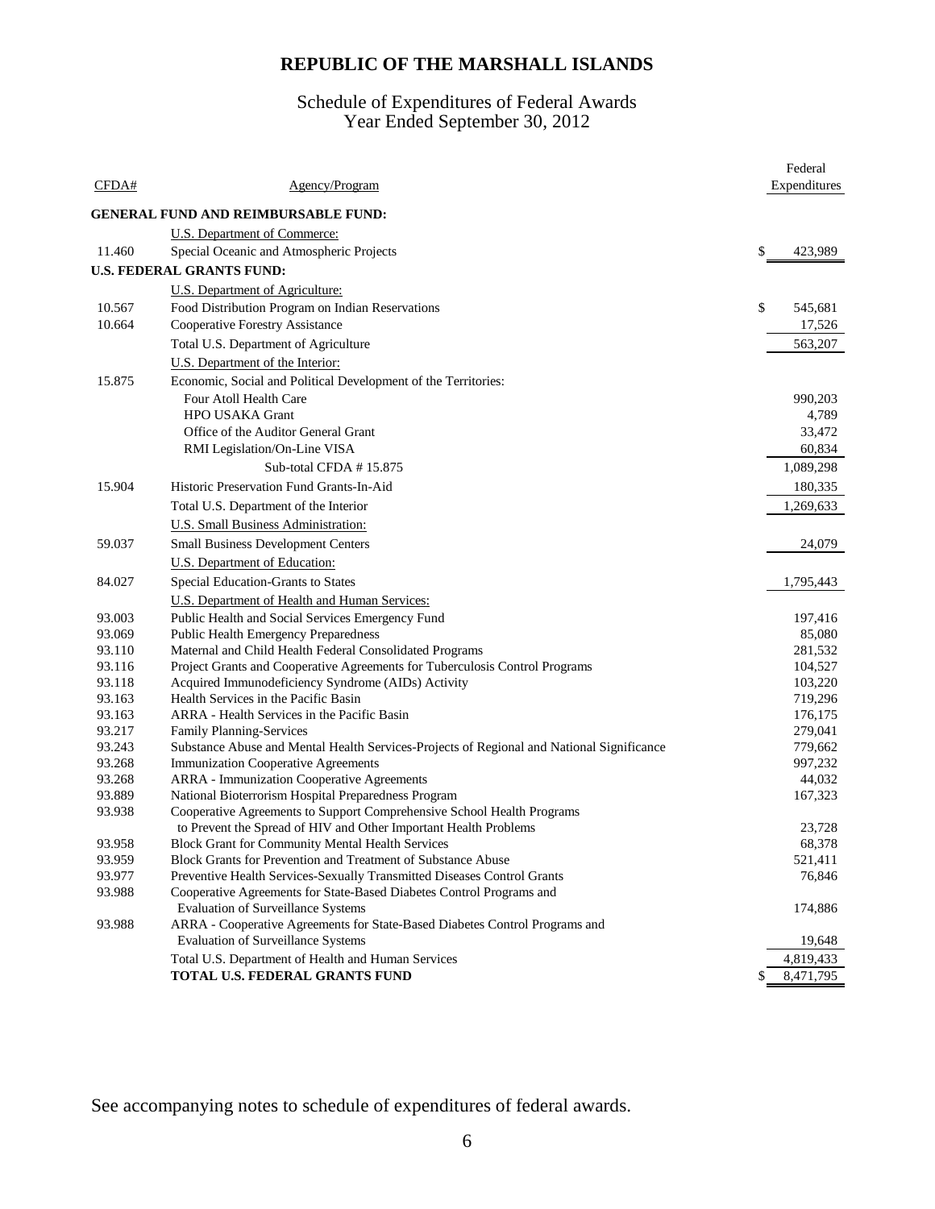# REPUBLIC OF THE MARSHALL ISLANDS

## Schedule of Expenditures of Federal Awards
## Year Ended September 30, 2012

| CFDA# | Agency/Program | Federal Expenditures |
|---|---|---|
| | **GENERAL FUND AND REIMBURSABLE FUND:** | |
| | U.S. Department of Commerce: | |
| 11.460 | Special Oceanic and Atmospheric Projects | $ 423,989 |
| | **U.S. FEDERAL GRANTS FUND:** | |
| | U.S. Department of Agriculture: | |
| 10.567 | Food Distribution Program on Indian Reservations | $ 545,681 |
| 10.664 | Cooperative Forestry Assistance | 17,526 |
| | Total U.S. Department of Agriculture | 563,207 |
| | U.S. Department of the Interior: | |
| 15.875 | Economic, Social and Political Development of the Territories: | |
| | Four Atoll Health Care | 990,203 |
| | HPO USAKA Grant | 4,789 |
| | Office of the Auditor General Grant | 33,472 |
| | RMI Legislation/On-Line VISA | 60,834 |
| | Sub-total CFDA # 15.875 | 1,089,298 |
| 15.904 | Historic Preservation Fund Grants-In-Aid | 180,335 |
| | Total U.S. Department of the Interior | 1,269,633 |
| | U.S. Small Business Administration: | |
| 59.037 | Small Business Development Centers | 24,079 |
| | U.S. Department of Education: | |
| 84.027 | Special Education-Grants to States | 1,795,443 |
| | U.S. Department of Health and Human Services: | |
| 93.003 | Public Health and Social Services Emergency Fund | 197,416 |
| 93.069 | Public Health Emergency Preparedness | 85,080 |
| 93.110 | Maternal and Child Health Federal Consolidated Programs | 281,532 |
| 93.116 | Project Grants and Cooperative Agreements for Tuberculosis Control Programs | 104,527 |
| 93.118 | Acquired Immunodeficiency Syndrome (AIDs) Activity | 103,220 |
| 93.163 | Health Services in the Pacific Basin | 719,296 |
| 93.163 | ARRA - Health Services in the Pacific Basin | 176,175 |
| 93.217 | Family Planning-Services | 279,041 |
| 93.243 | Substance Abuse and Mental Health Services-Projects of Regional and National Significance | 779,662 |
| 93.268 | Immunization Cooperative Agreements | 997,232 |
| 93.268 | ARRA - Immunization Cooperative Agreements | 44,032 |
| 93.889 | National Bioterrorism Hospital Preparedness Program | 167,323 |
| 93.938 | Cooperative Agreements to Support Comprehensive School Health Programs to Prevent the Spread of HIV and Other Important Health Problems | 23,728 |
| 93.958 | Block Grant for Community Mental Health Services | 68,378 |
| 93.959 | Block Grants for Prevention and Treatment of Substance Abuse | 521,411 |
| 93.977 | Preventive Health Services-Sexually Transmitted Diseases Control Grants | 76,846 |
| 93.988 | Cooperative Agreements for State-Based Diabetes Control Programs and Evaluation of Surveillance Systems | 174,886 |
| 93.988 | ARRA - Cooperative Agreements for State-Based Diabetes Control Programs and Evaluation of Surveillance Systems | 19,648 |
| | Total U.S. Department of Health and Human Services | 4,819,433 |
| | **TOTAL U.S. FEDERAL GRANTS FUND** | $ 8,471,795 |

See accompanying notes to schedule of expenditures of federal awards.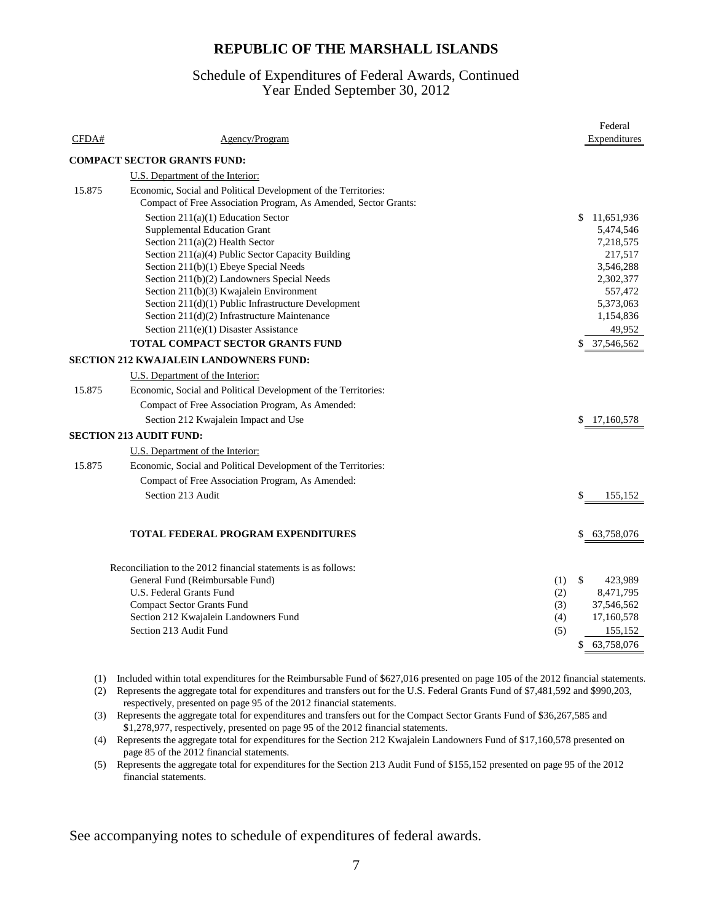# REPUBLIC OF THE MARSHALL ISLANDS

## Schedule of Expenditures of Federal Awards, Continued
## Year Ended September 30, 2012

| CFDA# | Agency/Program | | Federal Expenditures |
|---|---|---|---|
| | **COMPACT SECTOR GRANTS FUND:** | | |
| | U.S. Department of the Interior: | | |
| 15.875 | Economic, Social and Political Development of the Territories: Compact of Free Association Program, As Amended, Sector Grants: | | |
| | Section 211(a)(1) Education Sector | | $ 11,651,936 |
| | Supplemental Education Grant | | 5,474,546 |
| | Section 211(a)(2) Health Sector | | 7,218,575 |
| | Section 211(a)(4) Public Sector Capacity Building | | 217,517 |
| | Section 211(b)(1) Ebeye Special Needs | | 3,546,288 |
| | Section 211(b)(2) Landowners Special Needs | | 2,302,377 |
| | Section 211(b)(3) Kwajalein Environment | | 557,472 |
| | Section 211(d)(1) Public Infrastructure Development | | 5,373,063 |
| | Section 211(d)(2) Infrastructure Maintenance | | 1,154,836 |
| | Section 211(e)(1) Disaster Assistance | | 49,952 |
| | **TOTAL COMPACT SECTOR GRANTS FUND** | | $ 37,546,562 |
| | **SECTION 212 KWAJALEIN LANDOWNERS FUND:** | | |
| | U.S. Department of the Interior: | | |
| 15.875 | Economic, Social and Political Development of the Territories: | | |
| | Compact of Free Association Program, As Amended: | | |
| | Section 212 Kwajalein Impact and Use | | $ 17,160,578 |
| | **SECTION 213 AUDIT FUND:** | | |
| | U.S. Department of the Interior: | | |
| 15.875 | Economic, Social and Political Development of the Territories: | | |
| | Compact of Free Association Program, As Amended: | | |
| | Section 213 Audit | | $ 155,152 |
| | **TOTAL FEDERAL PROGRAM EXPENDITURES** | | $ 63,758,076 |
| | Reconciliation to the 2012 financial statements is as follows: | | |
| | General Fund (Reimbursable Fund) | (1) | $ 423,989 |
| | U.S. Federal Grants Fund | (2) | 8,471,795 |
| | Compact Sector Grants Fund | (3) | 37,546,562 |
| | Section 212 Kwajalein Landowners Fund | (4) | 17,160,578 |
| | Section 213 Audit Fund | (5) | 155,152 |
| | | | $ 63,758,076 |

(1) Included within total expenditures for the Reimbursable Fund of $627,016 presented on page 105 of the 2012 financial statements.

(2) Represents the aggregate total for expenditures and transfers out for the U.S. Federal Grants Fund of $7,481,592 and $990,203, respectively, presented on page 95 of the 2012 financial statements.

(3) Represents the aggregate total for expenditures and transfers out for the Compact Sector Grants Fund of $36,267,585 and $1,278,977, respectively, presented on page 95 of the 2012 financial statements.

(4) Represents the aggregate total for expenditures for the Section 212 Kwajalein Landowners Fund of $17,160,578 presented on page 85 of the 2012 financial statements.

(5) Represents the aggregate total for expenditures for the Section 213 Audit Fund of $155,152 presented on page 95 of the 2012 financial statements.

See accompanying notes to schedule of expenditures of federal awards.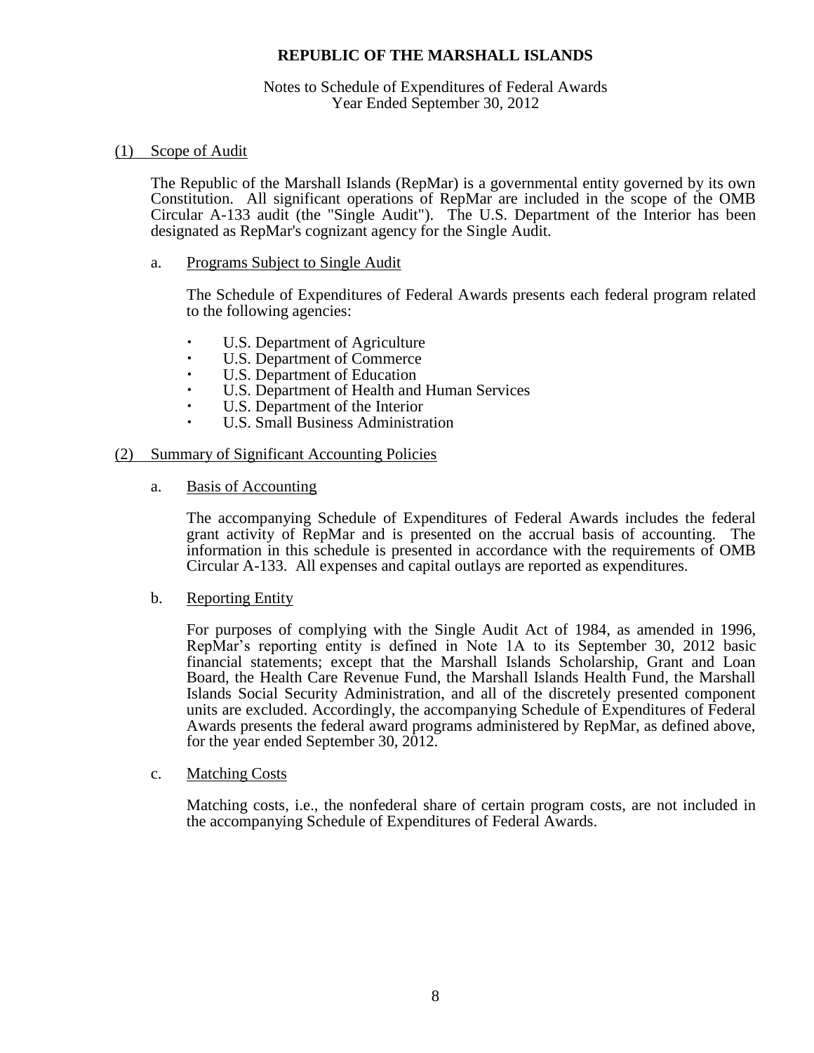# REPUBLIC OF THE MARSHALL ISLANDS

Notes to Schedule of Expenditures of Federal Awards
Year Ended September 30, 2012

## (1) Scope of Audit

The Republic of the Marshall Islands (RepMar) is a governmental entity governed by its own Constitution. All significant operations of RepMar are included in the scope of the OMB Circular A-133 audit (the "Single Audit"). The U.S. Department of the Interior has been designated as RepMar's cognizant agency for the Single Audit.

### a. Programs Subject to Single Audit

The Schedule of Expenditures of Federal Awards presents each federal program related to the following agencies:

- U.S. Department of Agriculture
- U.S. Department of Commerce
- U.S. Department of Education
- U.S. Department of Health and Human Services
- U.S. Department of the Interior
- U.S. Small Business Administration

## (2) Summary of Significant Accounting Policies

### a. Basis of Accounting

The accompanying Schedule of Expenditures of Federal Awards includes the federal grant activity of RepMar and is presented on the accrual basis of accounting. The information in this schedule is presented in accordance with the requirements of OMB Circular A-133. All expenses and capital outlays are reported as expenditures.

### b. Reporting Entity

For purposes of complying with the Single Audit Act of 1984, as amended in 1996, RepMar's reporting entity is defined in Note 1A to its September 30, 2012 basic financial statements; except that the Marshall Islands Scholarship, Grant and Loan Board, the Health Care Revenue Fund, the Marshall Islands Health Fund, the Marshall Islands Social Security Administration, and all of the discretely presented component units are excluded. Accordingly, the accompanying Schedule of Expenditures of Federal Awards presents the federal award programs administered by RepMar, as defined above, for the year ended September 30, 2012.

### c. Matching Costs

Matching costs, i.e., the nonfederal share of certain program costs, are not included in the accompanying Schedule of Expenditures of Federal Awards.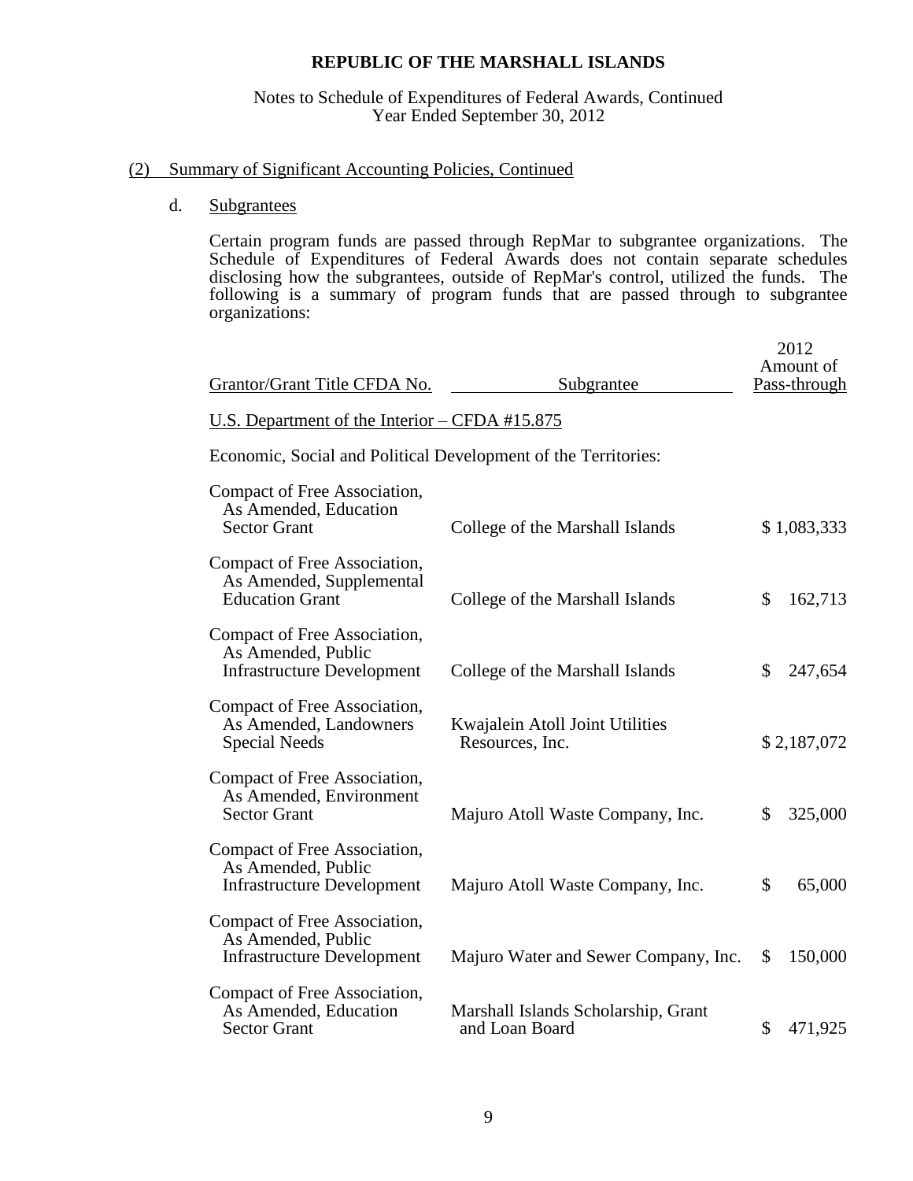# REPUBLIC OF THE MARSHALL ISLANDS

Notes to Schedule of Expenditures of Federal Awards, Continued
Year Ended September 30, 2012

## (2) Summary of Significant Accounting Policies, Continued

### d. Subgrantees

Certain program funds are passed through RepMar to subgrantee organizations. The Schedule of Expenditures of Federal Awards does not contain separate schedules disclosing how the subgrantees, outside of RepMar's control, utilized the funds. The following is a summary of program funds that are passed through to subgrantee organizations:

| Grantor/Grant Title CFDA No. | Subgrantee | 2012 Amount of Pass-through |
|---|---|---|
| U.S. Department of the Interior – CFDA #15.875 | | |
| Economic, Social and Political Development of the Territories: | | |
| Compact of Free Association, As Amended, Education Sector Grant | College of the Marshall Islands | $ 1,083,333 |
| Compact of Free Association, As Amended, Supplemental Education Grant | College of the Marshall Islands | $ 162,713 |
| Compact of Free Association, As Amended, Public Infrastructure Development | College of the Marshall Islands | $ 247,654 |
| Compact of Free Association, As Amended, Landowners Special Needs | Kwajalein Atoll Joint Utilities Resources, Inc. | $ 2,187,072 |
| Compact of Free Association, As Amended, Environment Sector Grant | Majuro Atoll Waste Company, Inc. | $ 325,000 |
| Compact of Free Association, As Amended, Public Infrastructure Development | Majuro Atoll Waste Company, Inc. | $ 65,000 |
| Compact of Free Association, As Amended, Public Infrastructure Development | Majuro Water and Sewer Company, Inc. | $ 150,000 |
| Compact of Free Association, As Amended, Education Sector Grant | Marshall Islands Scholarship, Grant and Loan Board | $ 471,925 |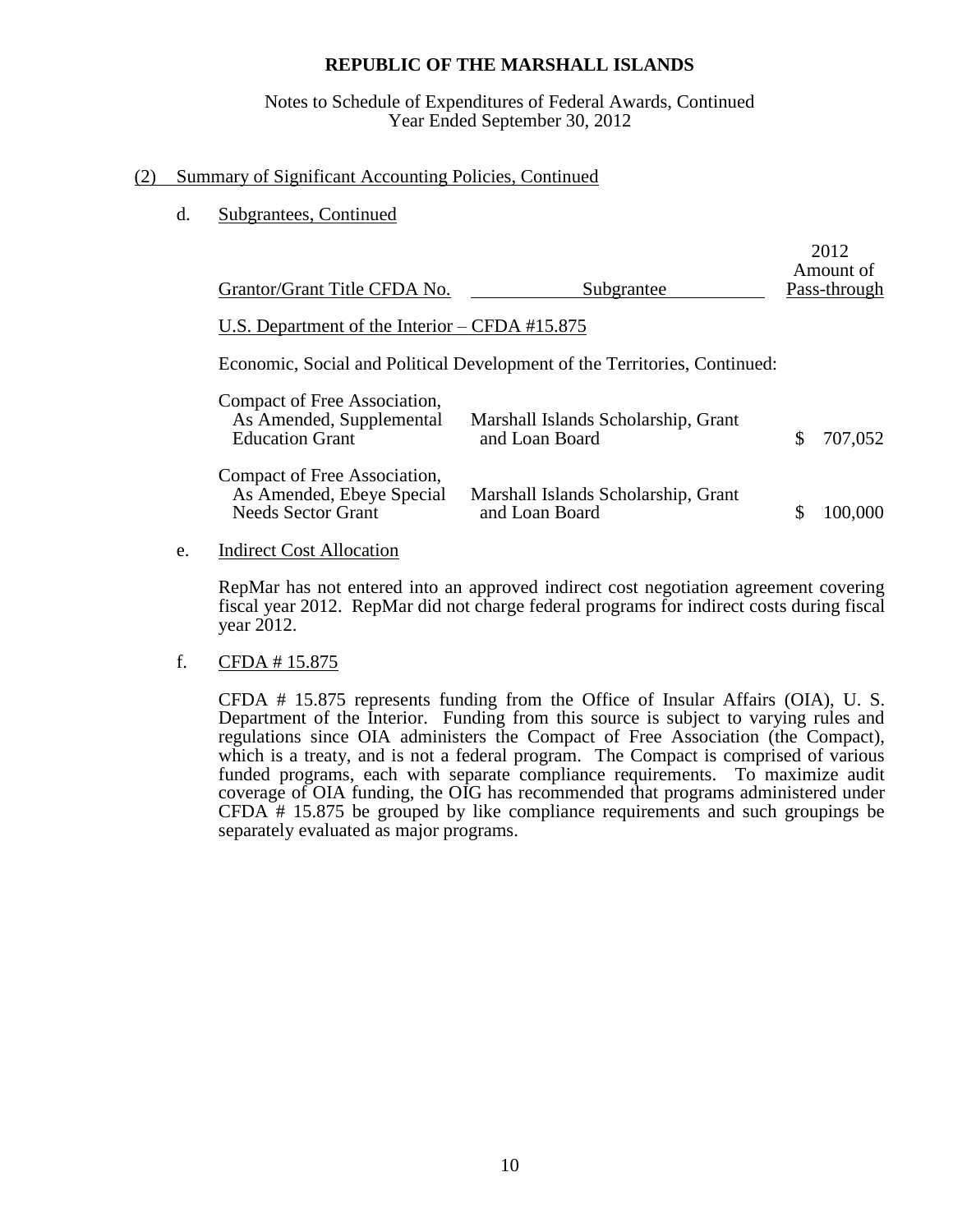**REPUBLIC OF THE MARSHALL ISLANDS**

Notes to Schedule of Expenditures of Federal Awards, Continued
Year Ended September 30, 2012

(2) Summary of Significant Accounting Policies, Continued

d. Subgrantees, Continued

| Grantor/Grant Title CFDA No. | Subgrantee | 2012 Amount of Pass-through |
|---|---|---|
| U.S. Department of the Interior – CFDA #15.875 | | |
| Economic, Social and Political Development of the Territories, Continued: | | |
| Compact of Free Association, As Amended, Supplemental Education Grant | Marshall Islands Scholarship, Grant and Loan Board | $ 707,052 |
| Compact of Free Association, As Amended, Ebeye Special Needs Sector Grant | Marshall Islands Scholarship, Grant and Loan Board | $ 100,000 |

e. Indirect Cost Allocation

RepMar has not entered into an approved indirect cost negotiation agreement covering fiscal year 2012. RepMar did not charge federal programs for indirect costs during fiscal year 2012.

f. CFDA # 15.875

CFDA # 15.875 represents funding from the Office of Insular Affairs (OIA), U. S. Department of the Interior. Funding from this source is subject to varying rules and regulations since OIA administers the Compact of Free Association (the Compact), which is a treaty, and is not a federal program. The Compact is comprised of various funded programs, each with separate compliance requirements. To maximize audit coverage of OIA funding, the OIG has recommended that programs administered under CFDA # 15.875 be grouped by like compliance requirements and such groupings be separately evaluated as major programs.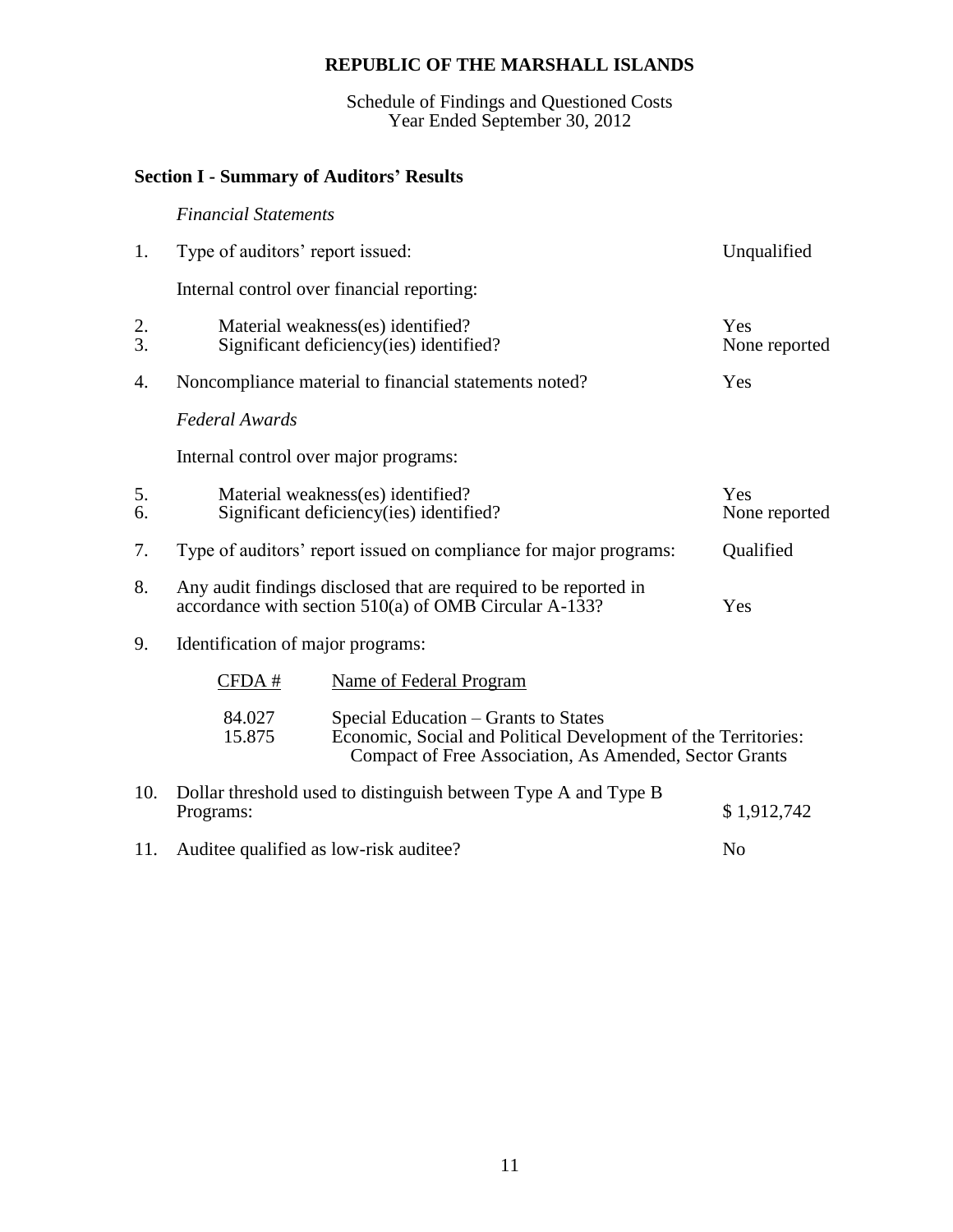# REPUBLIC OF THE MARSHALL ISLANDS

Schedule of Findings and Questioned Costs
Year Ended September 30, 2012

## Section I - Summary of Auditors' Results

*Financial Statements*

1. Type of auditors' report issued: Unqualified

   Internal control over financial reporting:

2. Material weakness(es) identified? Yes
3. Significant deficiency(ies) identified? None reported
4. Noncompliance material to financial statements noted? Yes

*Federal Awards*

Internal control over major programs:

5. Material weakness(es) identified? Yes
6. Significant deficiency(ies) identified? None reported
7. Type of auditors' report issued on compliance for major programs: Qualified
8. Any audit findings disclosed that are required to be reported in accordance with section 510(a) of OMB Circular A-133? Yes
9. Identification of major programs:

| CFDA # | Name of Federal Program |
|---|---|
| 84.027 | Special Education – Grants to States |
| 15.875 | Economic, Social and Political Development of the Territories: Compact of Free Association, As Amended, Sector Grants |

10. Dollar threshold used to distinguish between Type A and Type B Programs: $ 1,912,742
11. Auditee qualified as low-risk auditee? No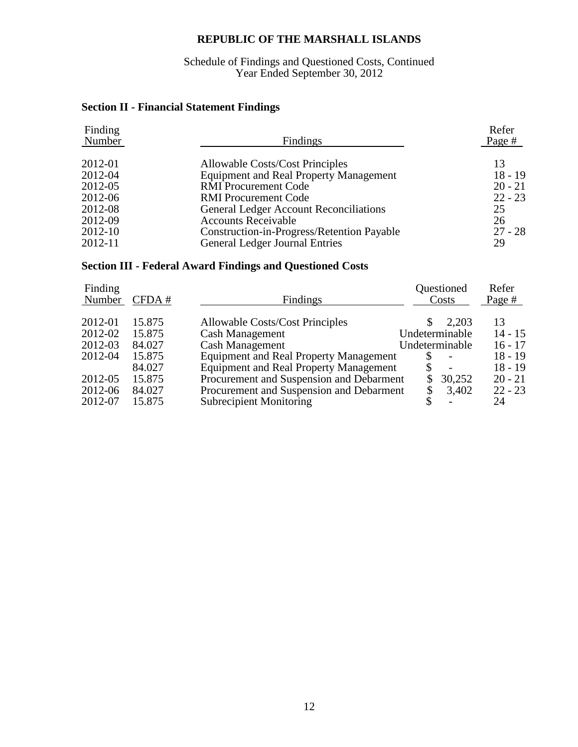# REPUBLIC OF THE MARSHALL ISLANDS

Schedule of Findings and Questioned Costs, Continued
Year Ended September 30, 2012

## Section II - Financial Statement Findings

| Finding Number | Findings | Refer Page # |
|---|---|---|
| 2012-01 | Allowable Costs/Cost Principles | 13 |
| 2012-04 | Equipment and Real Property Management | 18 - 19 |
| 2012-05 | RMI Procurement Code | 20 - 21 |
| 2012-06 | RMI Procurement Code | 22 - 23 |
| 2012-08 | General Ledger Account Reconciliations | 25 |
| 2012-09 | Accounts Receivable | 26 |
| 2012-10 | Construction-in-Progress/Retention Payable | 27 - 28 |
| 2012-11 | General Ledger Journal Entries | 29 |

## Section III - Federal Award Findings and Questioned Costs

| Finding Number | CFDA # | Findings | Questioned Costs | Refer Page # |
|---|---|---|---|---|
| 2012-01 | 15.875 | Allowable Costs/Cost Principles | $ 2,203 | 13 |
| 2012-02 | 15.875 | Cash Management | Undeterminable | 14 - 15 |
| 2012-03 | 84.027 | Cash Management | Undeterminable | 16 - 17 |
| 2012-04 | 15.875 | Equipment and Real Property Management | $ - | 18 - 19 |
| | 84.027 | Equipment and Real Property Management | $ - | 18 - 19 |
| 2012-05 | 15.875 | Procurement and Suspension and Debarment | $ 30,252 | 20 - 21 |
| 2012-06 | 84.027 | Procurement and Suspension and Debarment | $ 3,402 | 22 - 23 |
| 2012-07 | 15.875 | Subrecipient Monitoring | $ - | 24 |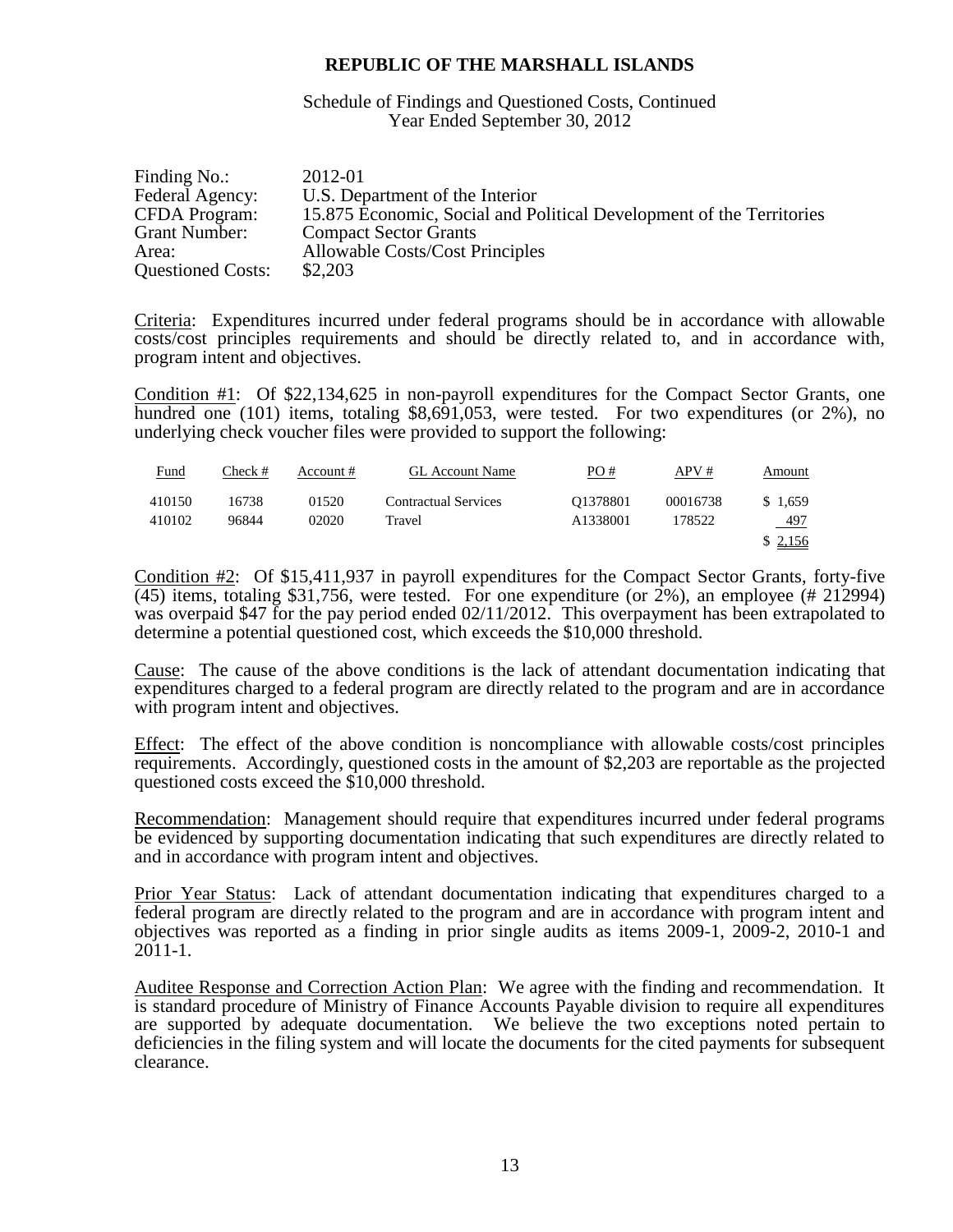# REPUBLIC OF THE MARSHALL ISLANDS

Schedule of Findings and Questioned Costs, Continued
Year Ended September 30, 2012

| | |
|---|---|
| Finding No.: | 2012-01 |
| Federal Agency: | U.S. Department of the Interior |
| CFDA Program: | 15.875 Economic, Social and Political Development of the Territories |
| Grant Number: | Compact Sector Grants |
| Area: | Allowable Costs/Cost Principles |
| Questioned Costs: | \$2,203 |

Criteria: Expenditures incurred under federal programs should be in accordance with allowable costs/cost principles requirements and should be directly related to, and in accordance with, program intent and objectives.

Condition #1: Of \$22,134,625 in non-payroll expenditures for the Compact Sector Grants, one hundred one (101) items, totaling \$8,691,053, were tested. For two expenditures (or 2%), no underlying check voucher files were provided to support the following:

| Fund | Check # | Account # | GL Account Name | PO # | APV # | Amount |
|---|---|---|---|---|---|---|
| 410150 | 16738 | 01520 | Contractual Services | Q1378801 | 00016738 | \$ 1,659 |
| 410102 | 96844 | 02020 | Travel | A1338001 | 178522 | 497 |
| | | | | | | \$ 2,156 |

Condition #2: Of \$15,411,937 in payroll expenditures for the Compact Sector Grants, forty-five (45) items, totaling \$31,756, were tested. For one expenditure (or 2%), an employee (# 212994) was overpaid \$47 for the pay period ended 02/11/2012. This overpayment has been extrapolated to determine a potential questioned cost, which exceeds the \$10,000 threshold.

Cause: The cause of the above conditions is the lack of attendant documentation indicating that expenditures charged to a federal program are directly related to the program and are in accordance with program intent and objectives.

Effect: The effect of the above condition is noncompliance with allowable costs/cost principles requirements. Accordingly, questioned costs in the amount of \$2,203 are reportable as the projected questioned costs exceed the \$10,000 threshold.

Recommendation: Management should require that expenditures incurred under federal programs be evidenced by supporting documentation indicating that such expenditures are directly related to and in accordance with program intent and objectives.

Prior Year Status: Lack of attendant documentation indicating that expenditures charged to a federal program are directly related to the program and are in accordance with program intent and objectives was reported as a finding in prior single audits as items 2009-1, 2009-2, 2010-1 and 2011-1.

Auditee Response and Correction Action Plan: We agree with the finding and recommendation. It is standard procedure of Ministry of Finance Accounts Payable division to require all expenditures are supported by adequate documentation. We believe the two exceptions noted pertain to deficiencies in the filing system and will locate the documents for the cited payments for subsequent clearance.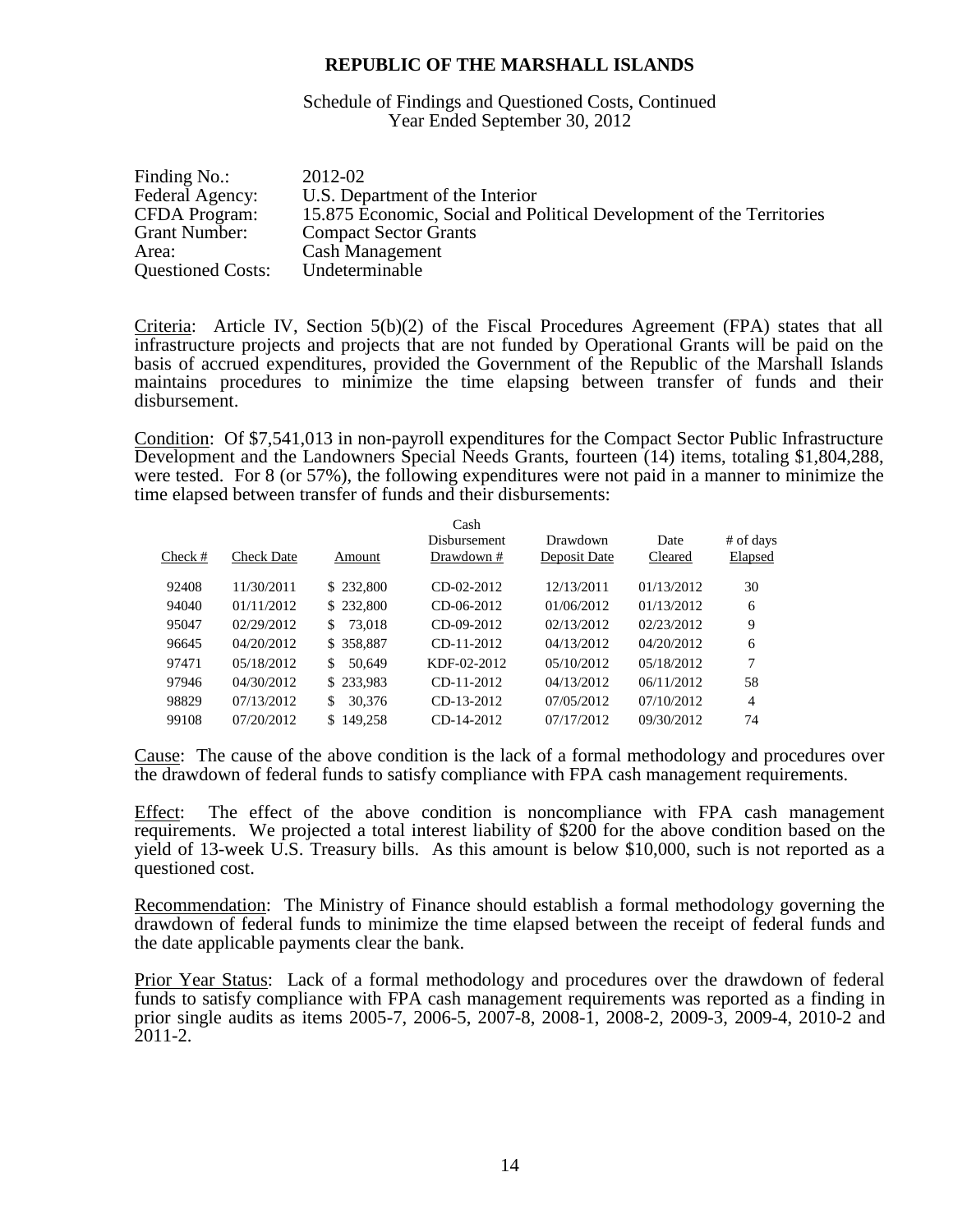## REPUBLIC OF THE MARSHALL ISLANDS

Schedule of Findings and Questioned Costs, Continued
Year Ended September 30, 2012

Finding No.: 2012-02
Federal Agency: U.S. Department of the Interior
CFDA Program: 15.875 Economic, Social and Political Development of the Territories
Grant Number: Compact Sector Grants
Area: Cash Management
Questioned Costs: Undeterminable

Criteria: Article IV, Section 5(b)(2) of the Fiscal Procedures Agreement (FPA) states that all infrastructure projects and projects that are not funded by Operational Grants will be paid on the basis of accrued expenditures, provided the Government of the Republic of the Marshall Islands maintains procedures to minimize the time elapsing between transfer of funds and their disbursement.

Condition: Of $7,541,013 in non-payroll expenditures for the Compact Sector Public Infrastructure Development and the Landowners Special Needs Grants, fourteen (14) items, totaling $1,804,288, were tested. For 8 (or 57%), the following expenditures were not paid in a manner to minimize the time elapsed between transfer of funds and their disbursements:

| Check # | Check Date | Amount | Cash Disbursement Drawdown # | Drawdown Deposit Date | Date Cleared | # of days Elapsed |
|---|---|---|---|---|---|---|
| 92408 | 11/30/2011 | $ 232,800 | CD-02-2012 | 12/13/2011 | 01/13/2012 | 30 |
| 94040 | 01/11/2012 | $ 232,800 | CD-06-2012 | 01/06/2012 | 01/13/2012 | 6 |
| 95047 | 02/29/2012 | $ 73,018 | CD-09-2012 | 02/13/2012 | 02/23/2012 | 9 |
| 96645 | 04/20/2012 | $ 358,887 | CD-11-2012 | 04/13/2012 | 04/20/2012 | 6 |
| 97471 | 05/18/2012 | $ 50,649 | KDF-02-2012 | 05/10/2012 | 05/18/2012 | 7 |
| 97946 | 04/30/2012 | $ 233,983 | CD-11-2012 | 04/13/2012 | 06/11/2012 | 58 |
| 98829 | 07/13/2012 | $ 30,376 | CD-13-2012 | 07/05/2012 | 07/10/2012 | 4 |
| 99108 | 07/20/2012 | $ 149,258 | CD-14-2012 | 07/17/2012 | 09/30/2012 | 74 |

Cause: The cause of the above condition is the lack of a formal methodology and procedures over the drawdown of federal funds to satisfy compliance with FPA cash management requirements.

Effect: The effect of the above condition is noncompliance with FPA cash management requirements. We projected a total interest liability of $200 for the above condition based on the yield of 13-week U.S. Treasury bills. As this amount is below $10,000, such is not reported as a questioned cost.

Recommendation: The Ministry of Finance should establish a formal methodology governing the drawdown of federal funds to minimize the time elapsed between the receipt of federal funds and the date applicable payments clear the bank.

Prior Year Status: Lack of a formal methodology and procedures over the drawdown of federal funds to satisfy compliance with FPA cash management requirements was reported as a finding in prior single audits as items 2005-7, 2006-5, 2007-8, 2008-1, 2008-2, 2009-3, 2009-4, 2010-2 and 2011-2.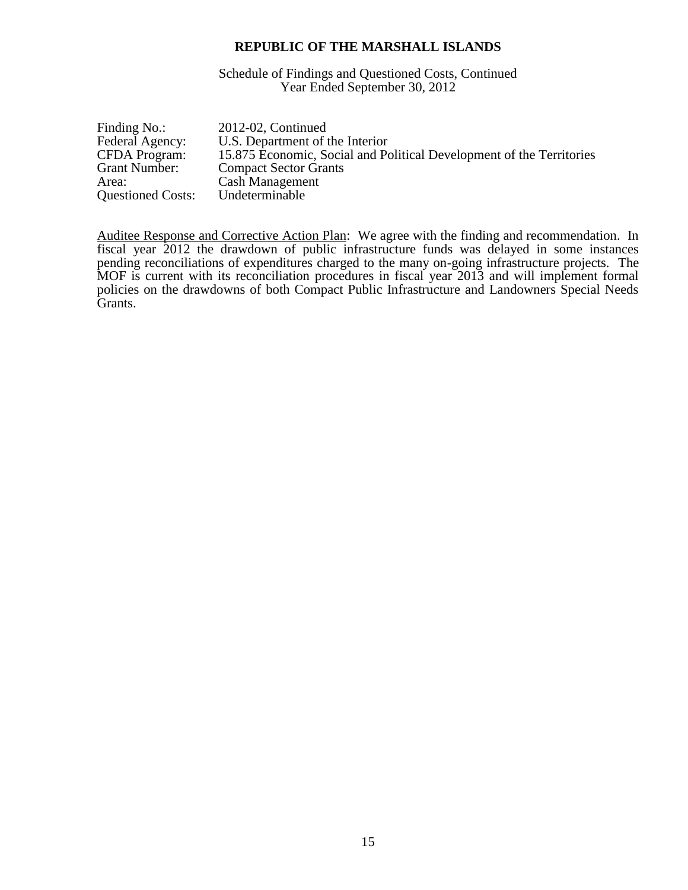**REPUBLIC OF THE MARSHALL ISLANDS**

Schedule of Findings and Questioned Costs, Continued
Year Ended September 30, 2012

| | |
|---|---|
| Finding No.: | 2012-02, Continued |
| Federal Agency: | U.S. Department of the Interior |
| CFDA Program: | 15.875 Economic, Social and Political Development of the Territories |
| Grant Number: | Compact Sector Grants |
| Area: | Cash Management |
| Questioned Costs: | Undeterminable |

Auditee Response and Corrective Action Plan: We agree with the finding and recommendation. In fiscal year 2012 the drawdown of public infrastructure funds was delayed in some instances pending reconciliations of expenditures charged to the many on-going infrastructure projects. The MOF is current with its reconciliation procedures in fiscal year 2013 and will implement formal policies on the drawdowns of both Compact Public Infrastructure and Landowners Special Needs Grants.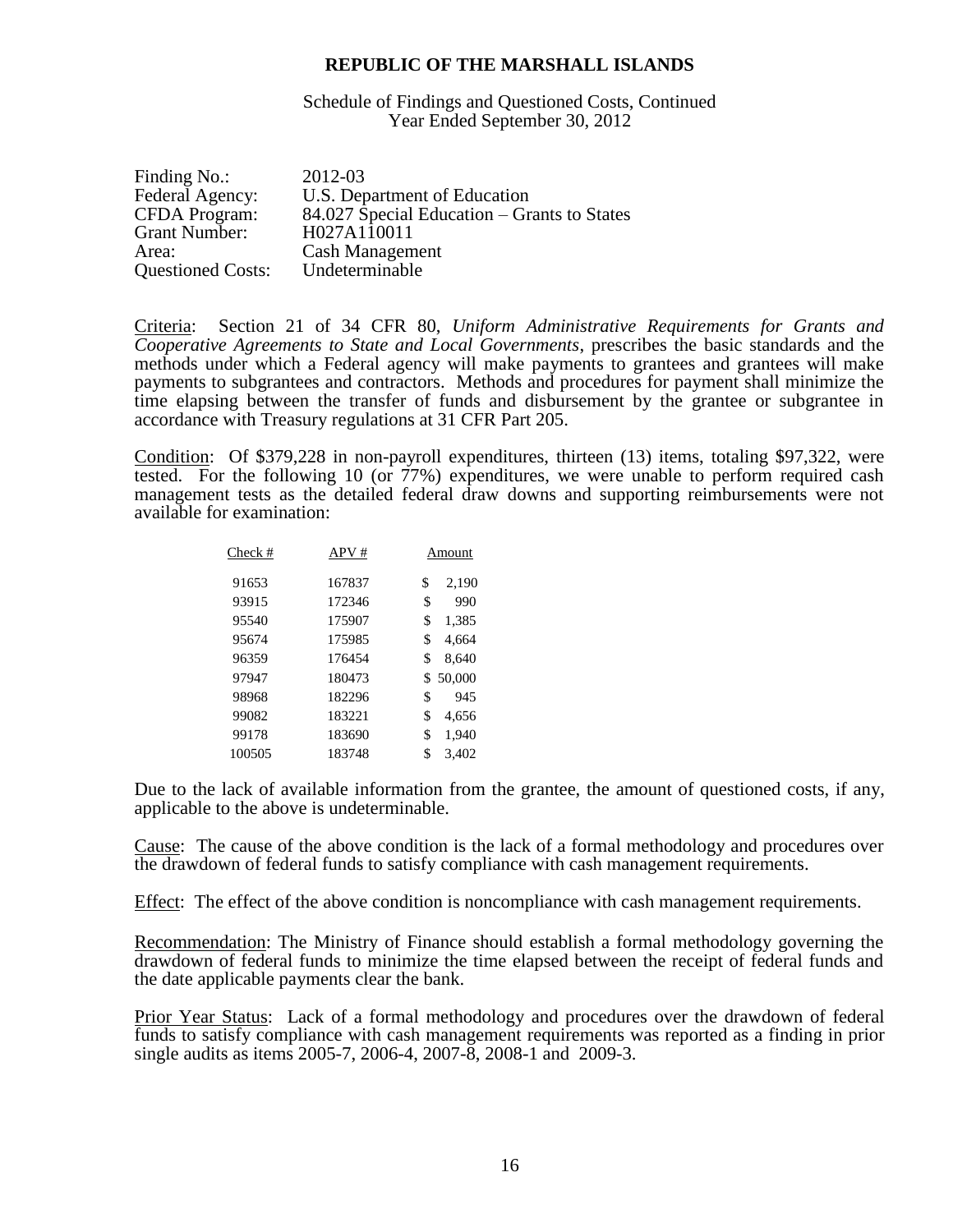# REPUBLIC OF THE MARSHALL ISLANDS

Schedule of Findings and Questioned Costs, Continued
Year Ended September 30, 2012

| | |
|---|---|
| Finding No.: | 2012-03 |
| Federal Agency: | U.S. Department of Education |
| CFDA Program: | 84.027 Special Education – Grants to States |
| Grant Number: | H027A110011 |
| Area: | Cash Management |
| Questioned Costs: | Undeterminable |

Criteria: Section 21 of 34 CFR 80, *Uniform Administrative Requirements for Grants and Cooperative Agreements to State and Local Governments*, prescribes the basic standards and the methods under which a Federal agency will make payments to grantees and grantees will make payments to subgrantees and contractors. Methods and procedures for payment shall minimize the time elapsing between the transfer of funds and disbursement by the grantee or subgrantee in accordance with Treasury regulations at 31 CFR Part 205.

Condition: Of $379,228 in non-payroll expenditures, thirteen (13) items, totaling $97,322, were tested. For the following 10 (or 77%) expenditures, we were unable to perform required cash management tests as the detailed federal draw downs and supporting reimbursements were not available for examination:

| Check # | APV # | Amount |
|---|---|---|
| 91653 | 167837 | $ 2,190 |
| 93915 | 172346 | $ 990 |
| 95540 | 175907 | $ 1,385 |
| 95674 | 175985 | $ 4,664 |
| 96359 | 176454 | $ 8,640 |
| 97947 | 180473 | $ 50,000 |
| 98968 | 182296 | $ 945 |
| 99082 | 183221 | $ 4,656 |
| 99178 | 183690 | $ 1,940 |
| 100505 | 183748 | $ 3,402 |

Due to the lack of available information from the grantee, the amount of questioned costs, if any, applicable to the above is undeterminable.

Cause: The cause of the above condition is the lack of a formal methodology and procedures over the drawdown of federal funds to satisfy compliance with cash management requirements.

Effect: The effect of the above condition is noncompliance with cash management requirements.

Recommendation: The Ministry of Finance should establish a formal methodology governing the drawdown of federal funds to minimize the time elapsed between the receipt of federal funds and the date applicable payments clear the bank.

Prior Year Status: Lack of a formal methodology and procedures over the drawdown of federal funds to satisfy compliance with cash management requirements was reported as a finding in prior single audits as items 2005-7, 2006-4, 2007-8, 2008-1 and 2009-3.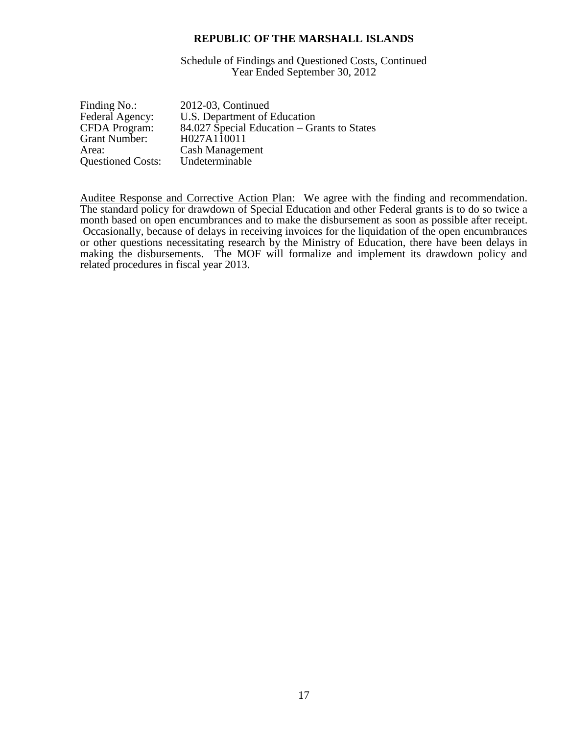**REPUBLIC OF THE MARSHALL ISLANDS**

Schedule of Findings and Questioned Costs, Continued
Year Ended September 30, 2012

| | |
|---|---|
| Finding No.: | 2012-03, Continued |
| Federal Agency: | U.S. Department of Education |
| CFDA Program: | 84.027 Special Education – Grants to States |
| Grant Number: | H027A110011 |
| Area: | Cash Management |
| Questioned Costs: | Undeterminable |

Auditee Response and Corrective Action Plan: We agree with the finding and recommendation. The standard policy for drawdown of Special Education and other Federal grants is to do so twice a month based on open encumbrances and to make the disbursement as soon as possible after receipt. Occasionally, because of delays in receiving invoices for the liquidation of the open encumbrances or other questions necessitating research by the Ministry of Education, there have been delays in making the disbursements. The MOF will formalize and implement its drawdown policy and related procedures in fiscal year 2013.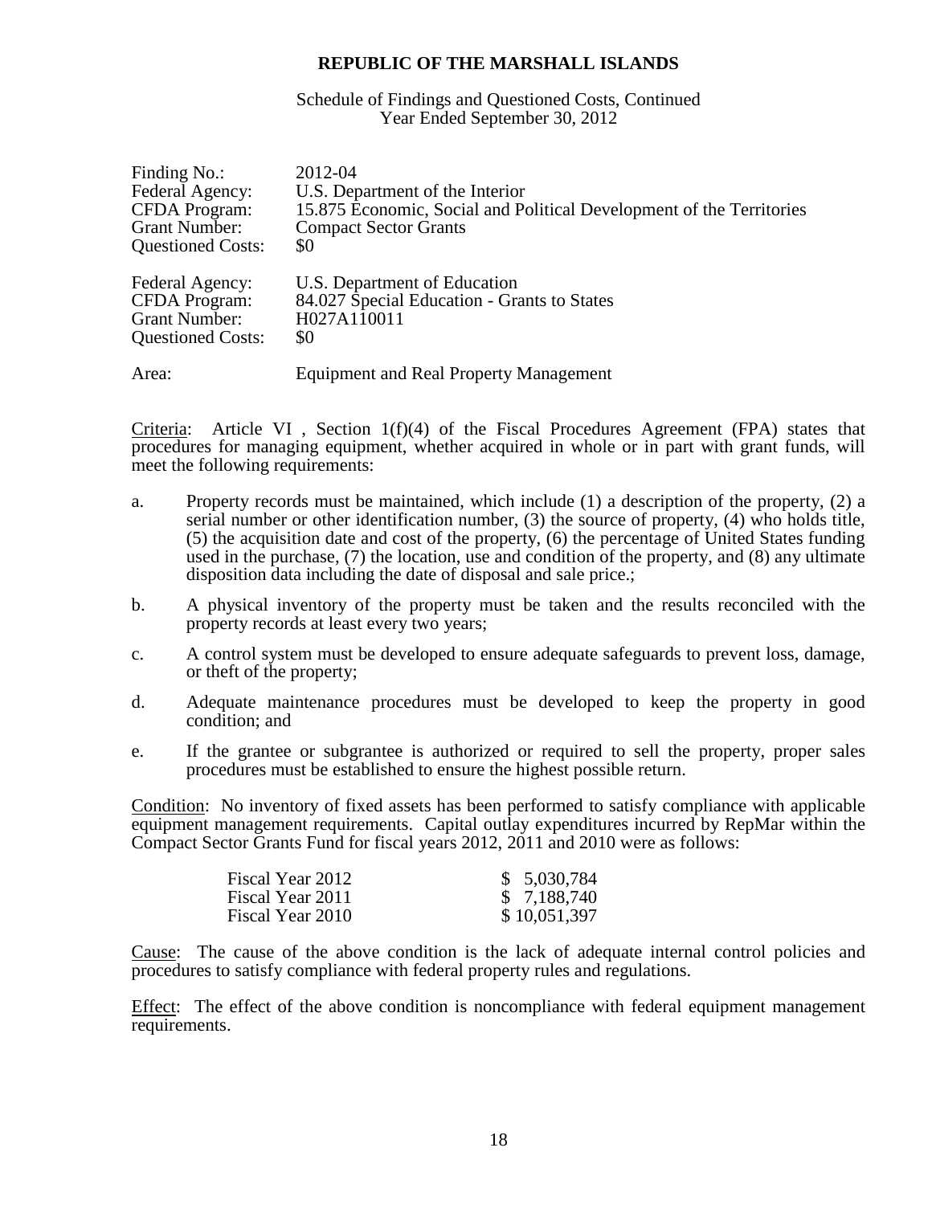**REPUBLIC OF THE MARSHALL ISLANDS**

Schedule of Findings and Questioned Costs, Continued
Year Ended September 30, 2012

| | |
|---|---|
| Finding No.: | 2012-04 |
| Federal Agency: | U.S. Department of the Interior |
| CFDA Program: | 15.875 Economic, Social and Political Development of the Territories |
| Grant Number: | Compact Sector Grants |
| Questioned Costs: | \$0 |
| | |
| Federal Agency: | U.S. Department of Education |
| CFDA Program: | 84.027 Special Education - Grants to States |
| Grant Number: | H027A110011 |
| Questioned Costs: | \$0 |
| | |
| Area: | Equipment and Real Property Management |

Criteria: Article VI , Section 1(f)(4) of the Fiscal Procedures Agreement (FPA) states that procedures for managing equipment, whether acquired in whole or in part with grant funds, will meet the following requirements:

a. Property records must be maintained, which include (1) a description of the property, (2) a serial number or other identification number, (3) the source of property, (4) who holds title, (5) the acquisition date and cost of the property, (6) the percentage of United States funding used in the purchase, (7) the location, use and condition of the property, and (8) any ultimate disposition data including the date of disposal and sale price.;

b. A physical inventory of the property must be taken and the results reconciled with the property records at least every two years;

c. A control system must be developed to ensure adequate safeguards to prevent loss, damage, or theft of the property;

d. Adequate maintenance procedures must be developed to keep the property in good condition; and

e. If the grantee or subgrantee is authorized or required to sell the property, proper sales procedures must be established to ensure the highest possible return.

Condition: No inventory of fixed assets has been performed to satisfy compliance with applicable equipment management requirements. Capital outlay expenditures incurred by RepMar within the Compact Sector Grants Fund for fiscal years 2012, 2011 and 2010 were as follows:

| | |
|---|---|
| Fiscal Year 2012 | \$ 5,030,784 |
| Fiscal Year 2011 | \$ 7,188,740 |
| Fiscal Year 2010 | \$ 10,051,397 |

Cause: The cause of the above condition is the lack of adequate internal control policies and procedures to satisfy compliance with federal property rules and regulations.

Effect: The effect of the above condition is noncompliance with federal equipment management requirements.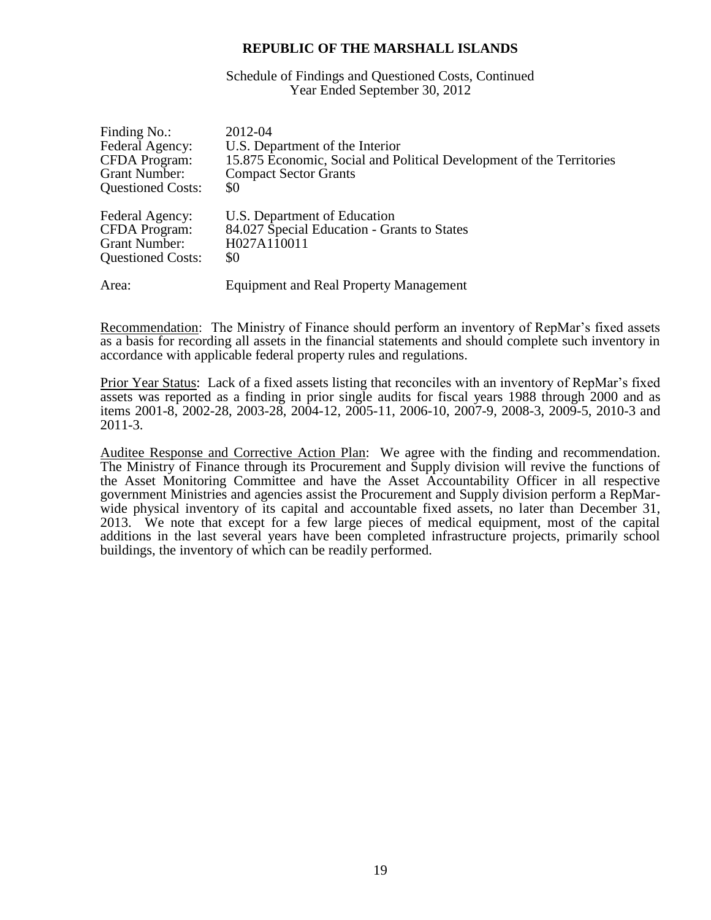# REPUBLIC OF THE MARSHALL ISLANDS

Schedule of Findings and Questioned Costs, Continued
Year Ended September 30, 2012

| | |
|---|---|
| Finding No.: | 2012-04 |
| Federal Agency: | U.S. Department of the Interior |
| CFDA Program: | 15.875 Economic, Social and Political Development of the Territories |
| Grant Number: | Compact Sector Grants |
| Questioned Costs: | $0 |
| | |
| Federal Agency: | U.S. Department of Education |
| CFDA Program: | 84.027 Special Education - Grants to States |
| Grant Number: | H027A110011 |
| Questioned Costs: | $0 |
| | |
| Area: | Equipment and Real Property Management |

Recommendation: The Ministry of Finance should perform an inventory of RepMar's fixed assets as a basis for recording all assets in the financial statements and should complete such inventory in accordance with applicable federal property rules and regulations.

Prior Year Status: Lack of a fixed assets listing that reconciles with an inventory of RepMar's fixed assets was reported as a finding in prior single audits for fiscal years 1988 through 2000 and as items 2001-8, 2002-28, 2003-28, 2004-12, 2005-11, 2006-10, 2007-9, 2008-3, 2009-5, 2010-3 and 2011-3.

Auditee Response and Corrective Action Plan: We agree with the finding and recommendation. The Ministry of Finance through its Procurement and Supply division will revive the functions of the Asset Monitoring Committee and have the Asset Accountability Officer in all respective government Ministries and agencies assist the Procurement and Supply division perform a RepMar-wide physical inventory of its capital and accountable fixed assets, no later than December 31, 2013. We note that except for a few large pieces of medical equipment, most of the capital additions in the last several years have been completed infrastructure projects, primarily school buildings, the inventory of which can be readily performed.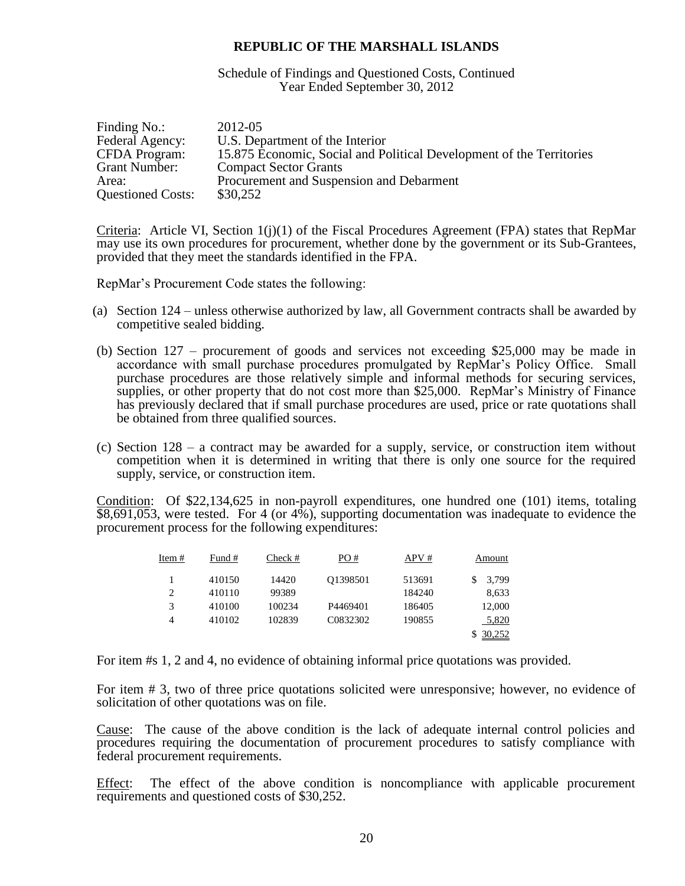# REPUBLIC OF THE MARSHALL ISLANDS

Schedule of Findings and Questioned Costs, Continued
Year Ended September 30, 2012

| | |
|---|---|
| Finding No.: | 2012-05 |
| Federal Agency: | U.S. Department of the Interior |
| CFDA Program: | 15.875 Economic, Social and Political Development of the Territories |
| Grant Number: | Compact Sector Grants |
| Area: | Procurement and Suspension and Debarment |
| Questioned Costs: | $30,252 |

Criteria: Article VI, Section 1(j)(1) of the Fiscal Procedures Agreement (FPA) states that RepMar may use its own procedures for procurement, whether done by the government or its Sub-Grantees, provided that they meet the standards identified in the FPA.

RepMar's Procurement Code states the following:

(a) Section 124 – unless otherwise authorized by law, all Government contracts shall be awarded by competitive sealed bidding.

(b) Section 127 – procurement of goods and services not exceeding $25,000 may be made in accordance with small purchase procedures promulgated by RepMar's Policy Office. Small purchase procedures are those relatively simple and informal methods for securing services, supplies, or other property that do not cost more than $25,000. RepMar's Ministry of Finance has previously declared that if small purchase procedures are used, price or rate quotations shall be obtained from three qualified sources.

(c) Section 128 – a contract may be awarded for a supply, service, or construction item without competition when it is determined in writing that there is only one source for the required supply, service, or construction item.

Condition: Of $22,134,625 in non-payroll expenditures, one hundred one (101) items, totaling $8,691,053, were tested. For 4 (or 4%), supporting documentation was inadequate to evidence the procurement process for the following expenditures:

| Item # | Fund # | Check # | PO # | APV # | Amount |
|---|---|---|---|---|---|
| 1 | 410150 | 14420 | Q1398501 | 513691 | $ 3,799 |
| 2 | 410110 | 99389 | | 184240 | 8,633 |
| 3 | 410100 | 100234 | P4469401 | 186405 | 12,000 |
| 4 | 410102 | 102839 | C0832302 | 190855 | 5,820 |
| | | | | | $ 30,252 |

For item #s 1, 2 and 4, no evidence of obtaining informal price quotations was provided.

For item # 3, two of three price quotations solicited were unresponsive; however, no evidence of solicitation of other quotations was on file.

Cause: The cause of the above condition is the lack of adequate internal control policies and procedures requiring the documentation of procurement procedures to satisfy compliance with federal procurement requirements.

Effect: The effect of the above condition is noncompliance with applicable procurement requirements and questioned costs of $30,252.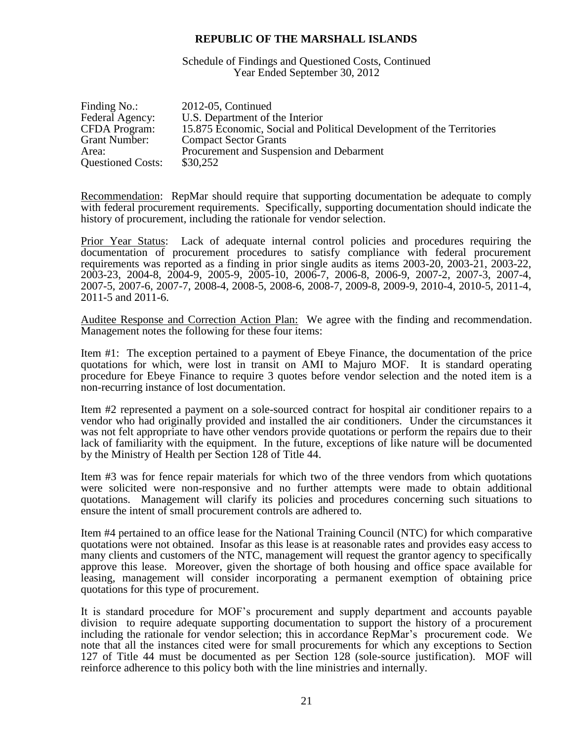**REPUBLIC OF THE MARSHALL ISLANDS**

Schedule of Findings and Questioned Costs, Continued
Year Ended September 30, 2012

| | |
|---|---|
| Finding No.: | 2012-05, Continued |
| Federal Agency: | U.S. Department of the Interior |
| CFDA Program: | 15.875 Economic, Social and Political Development of the Territories |
| Grant Number: | Compact Sector Grants |
| Area: | Procurement and Suspension and Debarment |
| Questioned Costs: | \$30,252 |

Recommendation: RepMar should require that supporting documentation be adequate to comply with federal procurement requirements. Specifically, supporting documentation should indicate the history of procurement, including the rationale for vendor selection.

Prior Year Status: Lack of adequate internal control policies and procedures requiring the documentation of procurement procedures to satisfy compliance with federal procurement requirements was reported as a finding in prior single audits as items 2003-20, 2003-21, 2003-22, 2003-23, 2004-8, 2004-9, 2005-9, 2005-10, 2006-7, 2006-8, 2006-9, 2007-2, 2007-3, 2007-4, 2007-5, 2007-6, 2007-7, 2008-4, 2008-5, 2008-6, 2008-7, 2009-8, 2009-9, 2010-4, 2010-5, 2011-4, 2011-5 and 2011-6.

Auditee Response and Correction Action Plan: We agree with the finding and recommendation. Management notes the following for these four items:

Item #1: The exception pertained to a payment of Ebeye Finance, the documentation of the price quotations for which, were lost in transit on AMI to Majuro MOF. It is standard operating procedure for Ebeye Finance to require 3 quotes before vendor selection and the noted item is a non-recurring instance of lost documentation.

Item #2 represented a payment on a sole-sourced contract for hospital air conditioner repairs to a vendor who had originally provided and installed the air conditioners. Under the circumstances it was not felt appropriate to have other vendors provide quotations or perform the repairs due to their lack of familiarity with the equipment. In the future, exceptions of like nature will be documented by the Ministry of Health per Section 128 of Title 44.

Item #3 was for fence repair materials for which two of the three vendors from which quotations were solicited were non-responsive and no further attempts were made to obtain additional quotations. Management will clarify its policies and procedures concerning such situations to ensure the intent of small procurement controls are adhered to.

Item #4 pertained to an office lease for the National Training Council (NTC) for which comparative quotations were not obtained. Insofar as this lease is at reasonable rates and provides easy access to many clients and customers of the NTC, management will request the grantor agency to specifically approve this lease. Moreover, given the shortage of both housing and office space available for leasing, management will consider incorporating a permanent exemption of obtaining price quotations for this type of procurement.

It is standard procedure for MOF's procurement and supply department and accounts payable division to require adequate supporting documentation to support the history of a procurement including the rationale for vendor selection; this in accordance RepMar's procurement code. We note that all the instances cited were for small procurements for which any exceptions to Section 127 of Title 44 must be documented as per Section 128 (sole-source justification). MOF will reinforce adherence to this policy both with the line ministries and internally.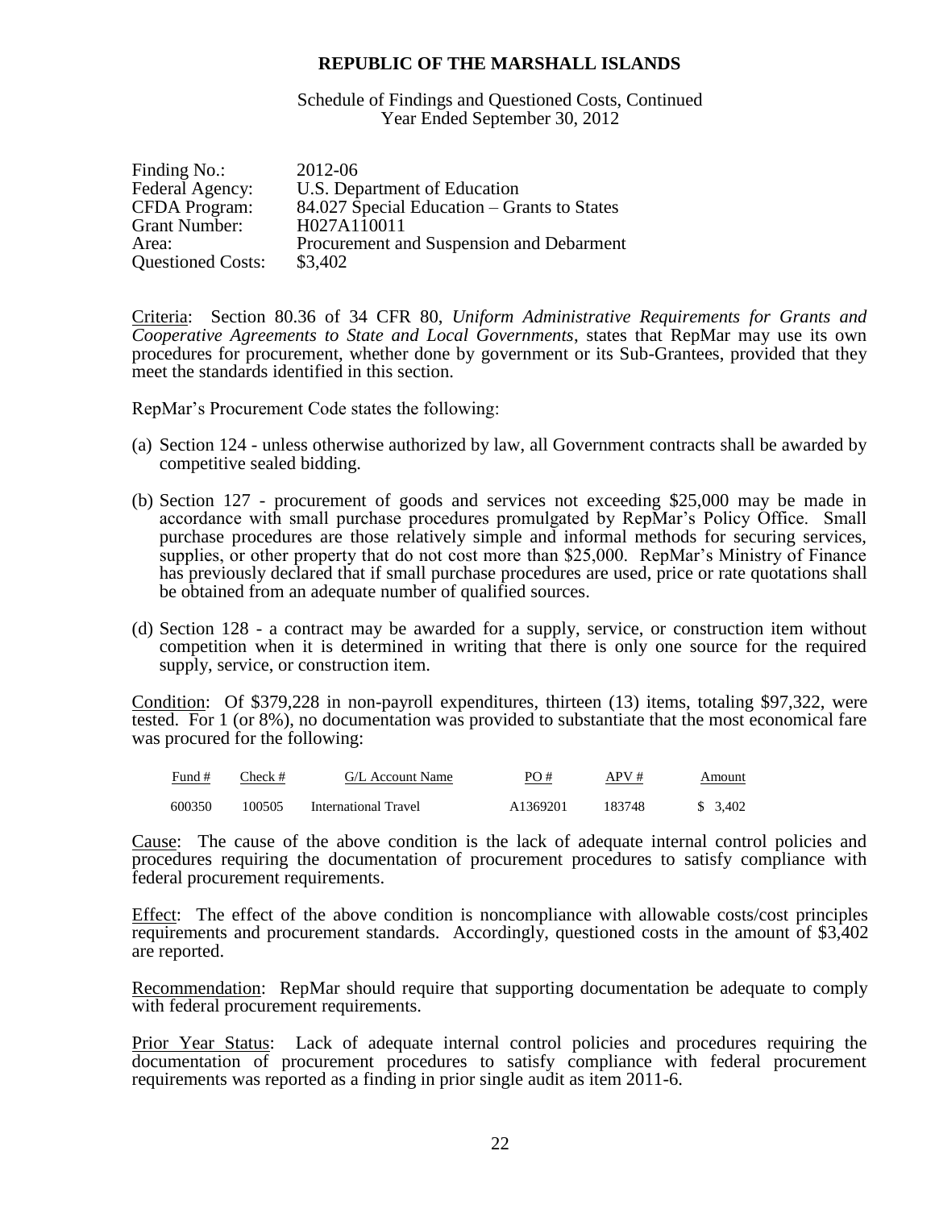# REPUBLIC OF THE MARSHALL ISLANDS

Schedule of Findings and Questioned Costs, Continued
Year Ended September 30, 2012

| | |
|---|---|
| Finding No.: | 2012-06 |
| Federal Agency: | U.S. Department of Education |
| CFDA Program: | 84.027 Special Education – Grants to States |
| Grant Number: | H027A110011 |
| Area: | Procurement and Suspension and Debarment |
| Questioned Costs: | $3,402 |

Criteria: Section 80.36 of 34 CFR 80, *Uniform Administrative Requirements for Grants and Cooperative Agreements to State and Local Governments*, states that RepMar may use its own procedures for procurement, whether done by government or its Sub-Grantees, provided that they meet the standards identified in this section.

RepMar's Procurement Code states the following:

(a) Section 124 - unless otherwise authorized by law, all Government contracts shall be awarded by competitive sealed bidding.

(b) Section 127 - procurement of goods and services not exceeding $25,000 may be made in accordance with small purchase procedures promulgated by RepMar's Policy Office. Small purchase procedures are those relatively simple and informal methods for securing services, supplies, or other property that do not cost more than $25,000. RepMar's Ministry of Finance has previously declared that if small purchase procedures are used, price or rate quotations shall be obtained from an adequate number of qualified sources.

(d) Section 128 - a contract may be awarded for a supply, service, or construction item without competition when it is determined in writing that there is only one source for the required supply, service, or construction item.

Condition: Of $379,228 in non-payroll expenditures, thirteen (13) items, totaling $97,322, were tested. For 1 (or 8%), no documentation was provided to substantiate that the most economical fare was procured for the following:

| Fund # | Check # | G/L Account Name | PO # | APV # | Amount |
|---|---|---|---|---|---|
| 600350 | 100505 | International Travel | A1369201 | 183748 | $ 3,402 |

Cause: The cause of the above condition is the lack of adequate internal control policies and procedures requiring the documentation of procurement procedures to satisfy compliance with federal procurement requirements.

Effect: The effect of the above condition is noncompliance with allowable costs/cost principles requirements and procurement standards. Accordingly, questioned costs in the amount of $3,402 are reported.

Recommendation: RepMar should require that supporting documentation be adequate to comply with federal procurement requirements.

Prior Year Status: Lack of adequate internal control policies and procedures requiring the documentation of procurement procedures to satisfy compliance with federal procurement requirements was reported as a finding in prior single audit as item 2011-6.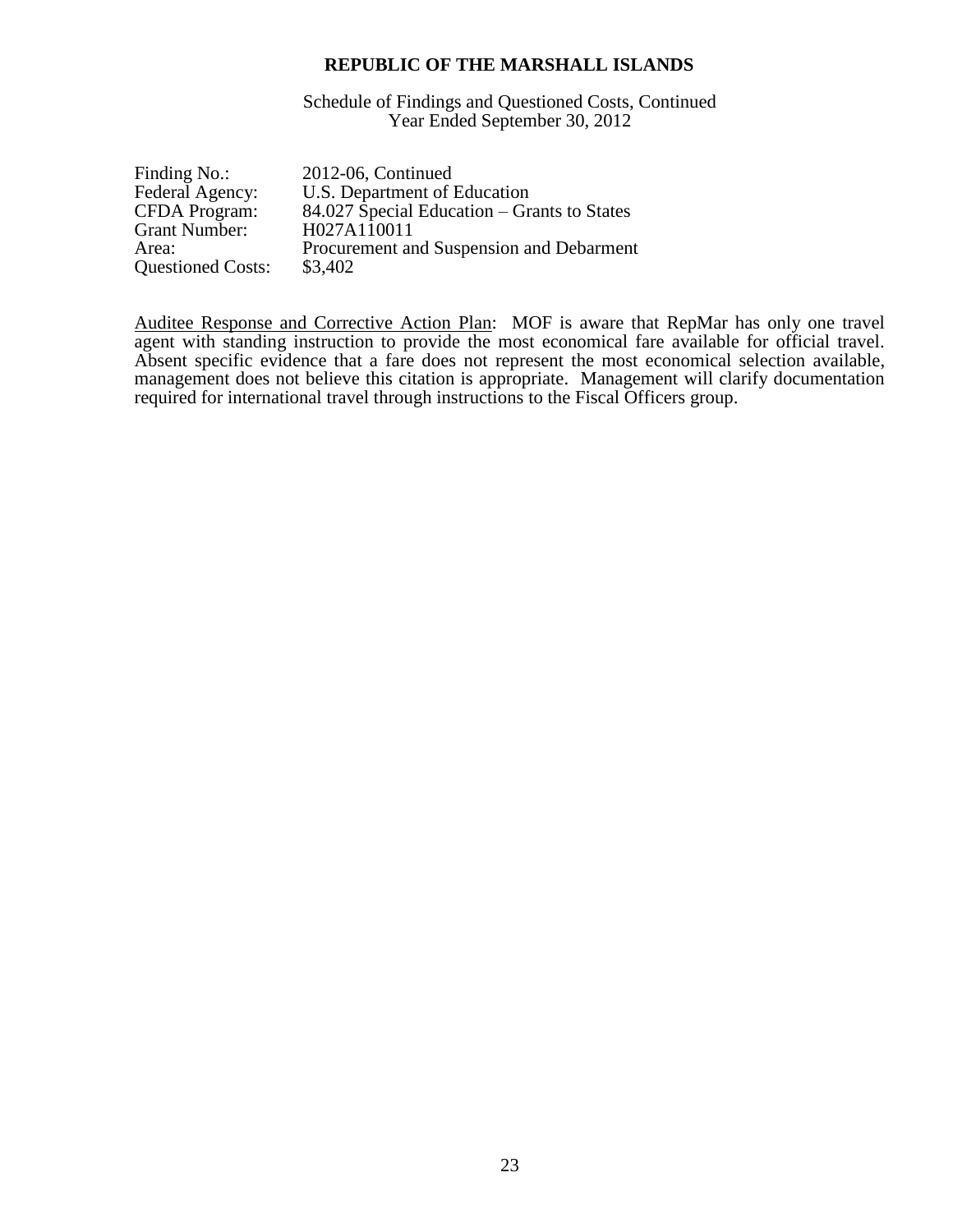# REPUBLIC OF THE MARSHALL ISLANDS

Schedule of Findings and Questioned Costs, Continued
Year Ended September 30, 2012

| | |
|---|---|
| Finding No.: | 2012-06, Continued |
| Federal Agency: | U.S. Department of Education |
| CFDA Program: | 84.027 Special Education – Grants to States |
| Grant Number: | H027A110011 |
| Area: | Procurement and Suspension and Debarment |
| Questioned Costs: | \$3,402 |

Auditee Response and Corrective Action Plan: MOF is aware that RepMar has only one travel agent with standing instruction to provide the most economical fare available for official travel. Absent specific evidence that a fare does not represent the most economical selection available, management does not believe this citation is appropriate. Management will clarify documentation required for international travel through instructions to the Fiscal Officers group.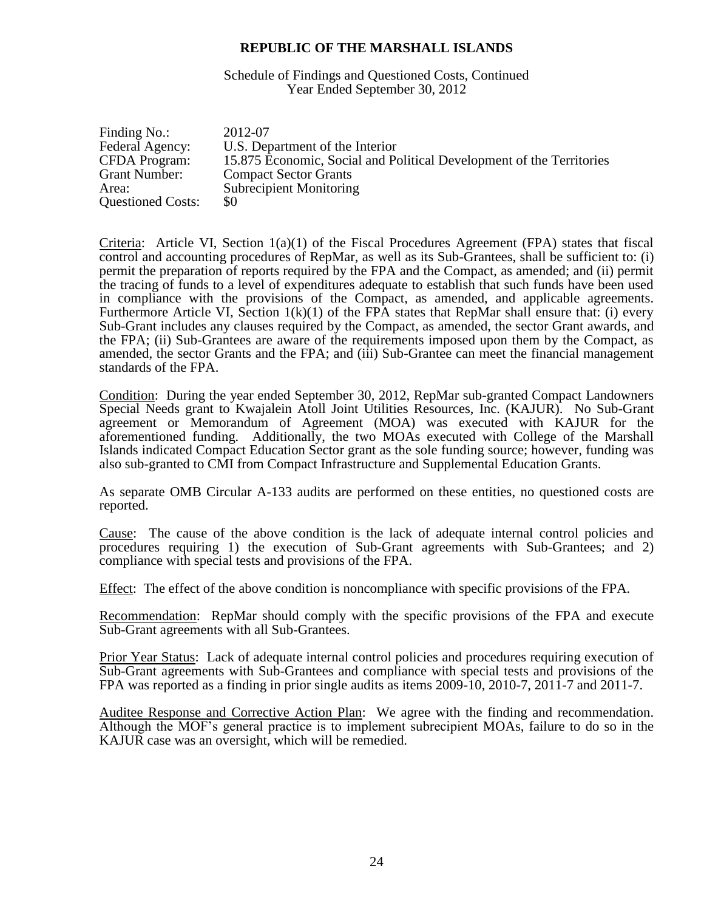**REPUBLIC OF THE MARSHALL ISLANDS**

Schedule of Findings and Questioned Costs, Continued
Year Ended September 30, 2012

| | |
|---|---|
| Finding No.: | 2012-07 |
| Federal Agency: | U.S. Department of the Interior |
| CFDA Program: | 15.875 Economic, Social and Political Development of the Territories |
| Grant Number: | Compact Sector Grants |
| Area: | Subrecipient Monitoring |
| Questioned Costs: | $0 |

Criteria: Article VI, Section 1(a)(1) of the Fiscal Procedures Agreement (FPA) states that fiscal control and accounting procedures of RepMar, as well as its Sub-Grantees, shall be sufficient to: (i) permit the preparation of reports required by the FPA and the Compact, as amended; and (ii) permit the tracing of funds to a level of expenditures adequate to establish that such funds have been used in compliance with the provisions of the Compact, as amended, and applicable agreements. Furthermore Article VI, Section 1(k)(1) of the FPA states that RepMar shall ensure that: (i) every Sub-Grant includes any clauses required by the Compact, as amended, the sector Grant awards, and the FPA; (ii) Sub-Grantees are aware of the requirements imposed upon them by the Compact, as amended, the sector Grants and the FPA; and (iii) Sub-Grantee can meet the financial management standards of the FPA.

Condition: During the year ended September 30, 2012, RepMar sub-granted Compact Landowners Special Needs grant to Kwajalein Atoll Joint Utilities Resources, Inc. (KAJUR). No Sub-Grant agreement or Memorandum of Agreement (MOA) was executed with KAJUR for the aforementioned funding. Additionally, the two MOAs executed with College of the Marshall Islands indicated Compact Education Sector grant as the sole funding source; however, funding was also sub-granted to CMI from Compact Infrastructure and Supplemental Education Grants.

As separate OMB Circular A-133 audits are performed on these entities, no questioned costs are reported.

Cause: The cause of the above condition is the lack of adequate internal control policies and procedures requiring 1) the execution of Sub-Grant agreements with Sub-Grantees; and 2) compliance with special tests and provisions of the FPA.

Effect: The effect of the above condition is noncompliance with specific provisions of the FPA.

Recommendation: RepMar should comply with the specific provisions of the FPA and execute Sub-Grant agreements with all Sub-Grantees.

Prior Year Status: Lack of adequate internal control policies and procedures requiring execution of Sub-Grant agreements with Sub-Grantees and compliance with special tests and provisions of the FPA was reported as a finding in prior single audits as items 2009-10, 2010-7, 2011-7 and 2011-7.

Auditee Response and Corrective Action Plan: We agree with the finding and recommendation. Although the MOF's general practice is to implement subrecipient MOAs, failure to do so in the KAJUR case was an oversight, which will be remedied.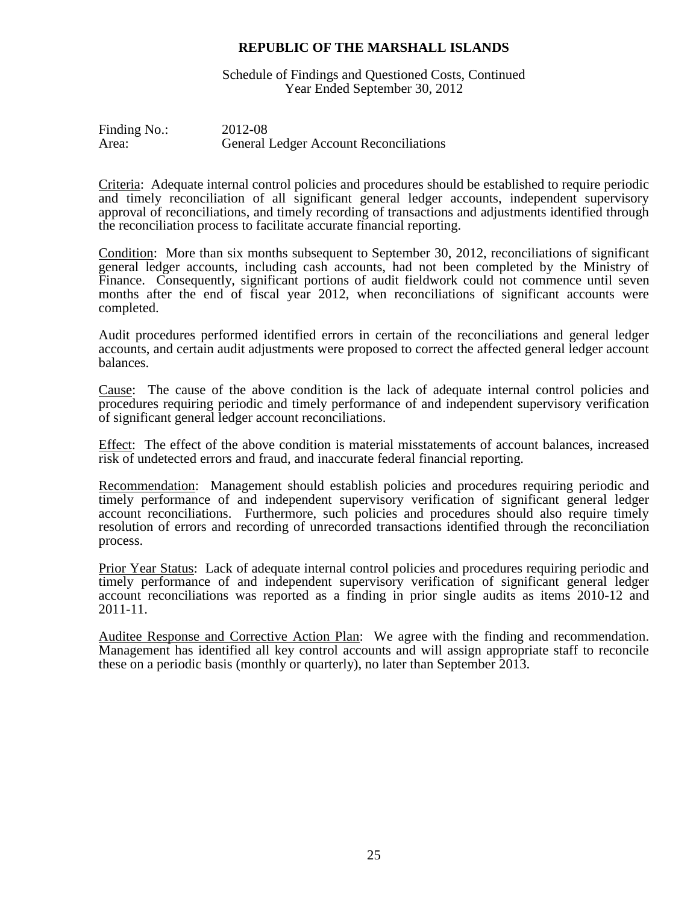# REPUBLIC OF THE MARSHALL ISLANDS

Schedule of Findings and Questioned Costs, Continued
Year Ended September 30, 2012

Finding No.: 2012-08
Area: General Ledger Account Reconciliations

Criteria: Adequate internal control policies and procedures should be established to require periodic and timely reconciliation of all significant general ledger accounts, independent supervisory approval of reconciliations, and timely recording of transactions and adjustments identified through the reconciliation process to facilitate accurate financial reporting.

Condition: More than six months subsequent to September 30, 2012, reconciliations of significant general ledger accounts, including cash accounts, had not been completed by the Ministry of Finance. Consequently, significant portions of audit fieldwork could not commence until seven months after the end of fiscal year 2012, when reconciliations of significant accounts were completed.

Audit procedures performed identified errors in certain of the reconciliations and general ledger accounts, and certain audit adjustments were proposed to correct the affected general ledger account balances.

Cause: The cause of the above condition is the lack of adequate internal control policies and procedures requiring periodic and timely performance of and independent supervisory verification of significant general ledger account reconciliations.

Effect: The effect of the above condition is material misstatements of account balances, increased risk of undetected errors and fraud, and inaccurate federal financial reporting.

Recommendation: Management should establish policies and procedures requiring periodic and timely performance of and independent supervisory verification of significant general ledger account reconciliations. Furthermore, such policies and procedures should also require timely resolution of errors and recording of unrecorded transactions identified through the reconciliation process.

Prior Year Status: Lack of adequate internal control policies and procedures requiring periodic and timely performance of and independent supervisory verification of significant general ledger account reconciliations was reported as a finding in prior single audits as items 2010-12 and 2011-11.

Auditee Response and Corrective Action Plan: We agree with the finding and recommendation. Management has identified all key control accounts and will assign appropriate staff to reconcile these on a periodic basis (monthly or quarterly), no later than September 2013.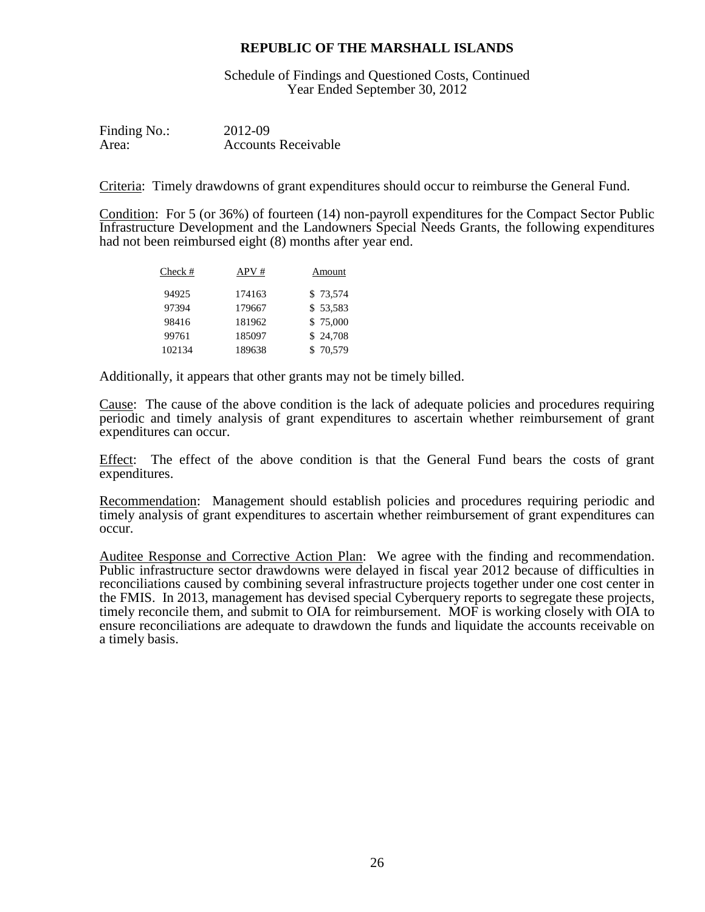**REPUBLIC OF THE MARSHALL ISLANDS**

Schedule of Findings and Questioned Costs, Continued
Year Ended September 30, 2012

Finding No.: 2012-09
Area: Accounts Receivable

Criteria: Timely drawdowns of grant expenditures should occur to reimburse the General Fund.

Condition: For 5 (or 36%) of fourteen (14) non-payroll expenditures for the Compact Sector Public Infrastructure Development and the Landowners Special Needs Grants, the following expenditures had not been reimbursed eight (8) months after year end.

| Check # | APV # | Amount |
|---|---|---|
| 94925 | 174163 | $ 73,574 |
| 97394 | 179667 | $ 53,583 |
| 98416 | 181962 | $ 75,000 |
| 99761 | 185097 | $ 24,708 |
| 102134 | 189638 | $ 70,579 |

Additionally, it appears that other grants may not be timely billed.

Cause: The cause of the above condition is the lack of adequate policies and procedures requiring periodic and timely analysis of grant expenditures to ascertain whether reimbursement of grant expenditures can occur.

Effect: The effect of the above condition is that the General Fund bears the costs of grant expenditures.

Recommendation: Management should establish policies and procedures requiring periodic and timely analysis of grant expenditures to ascertain whether reimbursement of grant expenditures can occur.

Auditee Response and Corrective Action Plan: We agree with the finding and recommendation. Public infrastructure sector drawdowns were delayed in fiscal year 2012 because of difficulties in reconciliations caused by combining several infrastructure projects together under one cost center in the FMIS. In 2013, management has devised special Cyberquery reports to segregate these projects, timely reconcile them, and submit to OIA for reimbursement. MOF is working closely with OIA to ensure reconciliations are adequate to drawdown the funds and liquidate the accounts receivable on a timely basis.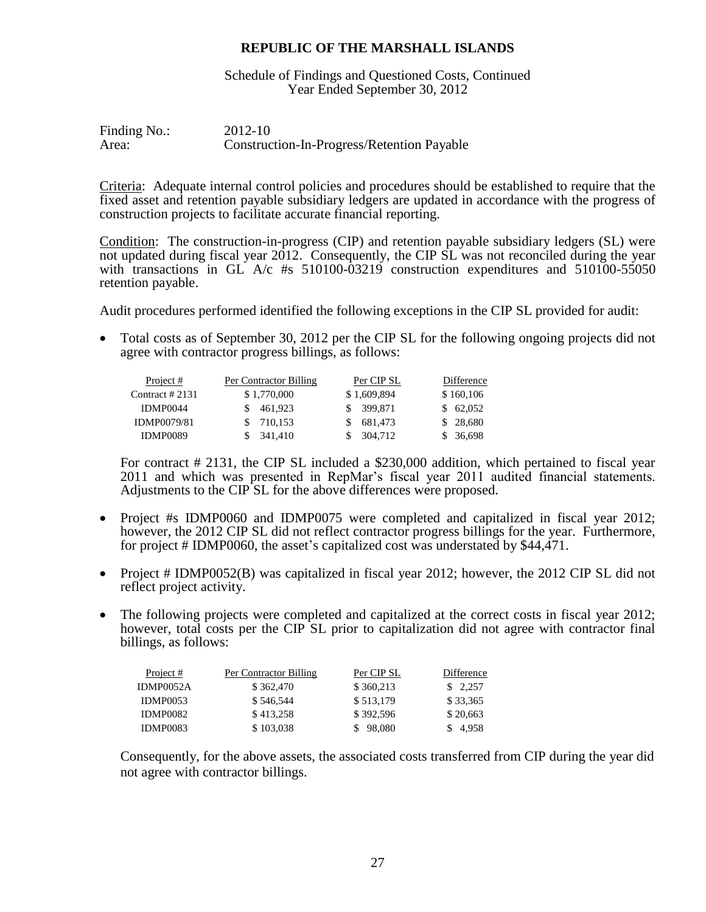**REPUBLIC OF THE MARSHALL ISLANDS**

Schedule of Findings and Questioned Costs, Continued
Year Ended September 30, 2012

Finding No.: 2012-10
Area: Construction-In-Progress/Retention Payable

Criteria: Adequate internal control policies and procedures should be established to require that the fixed asset and retention payable subsidiary ledgers are updated in accordance with the progress of construction projects to facilitate accurate financial reporting.

Condition: The construction-in-progress (CIP) and retention payable subsidiary ledgers (SL) were not updated during fiscal year 2012. Consequently, the CIP SL was not reconciled during the year with transactions in GL A/c #s 510100-03219 construction expenditures and 510100-55050 retention payable.

Audit procedures performed identified the following exceptions in the CIP SL provided for audit:

- Total costs as of September 30, 2012 per the CIP SL for the following ongoing projects did not agree with contractor progress billings, as follows:

| Project # | Per Contractor Billing | Per CIP SL | Difference |
|---|---|---|---|
| Contract # 2131 | $ 1,770,000 | $ 1,609,894 | $ 160,106 |
| IDMP0044 | $ 461,923 | $ 399,871 | $ 62,052 |
| IDMP0079/81 | $ 710,153 | $ 681,473 | $ 28,680 |
| IDMP0089 | $ 341,410 | $ 304,712 | $ 36,698 |

For contract # 2131, the CIP SL included a $230,000 addition, which pertained to fiscal year 2011 and which was presented in RepMar's fiscal year 2011 audited financial statements. Adjustments to the CIP SL for the above differences were proposed.

- Project #s IDMP0060 and IDMP0075 were completed and capitalized in fiscal year 2012; however, the 2012 CIP SL did not reflect contractor progress billings for the year. Furthermore, for project # IDMP0060, the asset's capitalized cost was understated by $44,471.

- Project # IDMP0052(B) was capitalized in fiscal year 2012; however, the 2012 CIP SL did not reflect project activity.

- The following projects were completed and capitalized at the correct costs in fiscal year 2012; however, total costs per the CIP SL prior to capitalization did not agree with contractor final billings, as follows:

| Project # | Per Contractor Billing | Per CIP SL | Difference |
|---|---|---|---|
| IDMP0052A | $ 362,470 | $ 360,213 | $ 2,257 |
| IDMP0053 | $ 546,544 | $ 513,179 | $ 33,365 |
| IDMP0082 | $ 413,258 | $ 392,596 | $ 20,663 |
| IDMP0083 | $ 103,038 | $ 98,080 | $ 4,958 |

Consequently, for the above assets, the associated costs transferred from CIP during the year did not agree with contractor billings.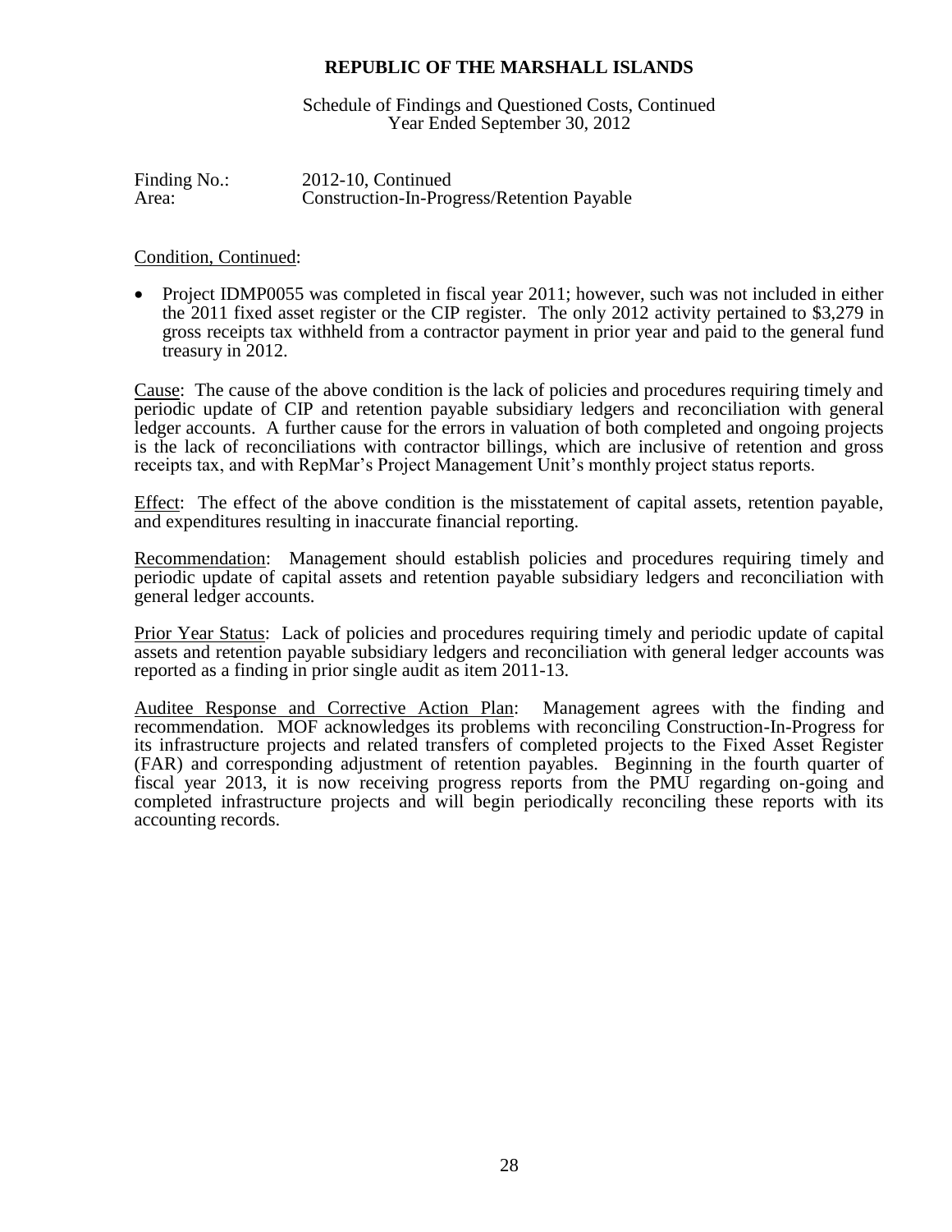**REPUBLIC OF THE MARSHALL ISLANDS**

Schedule of Findings and Questioned Costs, Continued
Year Ended September 30, 2012

Finding No.: 2012-10, Continued
Area: Construction-In-Progress/Retention Payable

Condition, Continued:

- Project IDMP0055 was completed in fiscal year 2011; however, such was not included in either the 2011 fixed asset register or the CIP register. The only 2012 activity pertained to $3,279 in gross receipts tax withheld from a contractor payment in prior year and paid to the general fund treasury in 2012.

Cause: The cause of the above condition is the lack of policies and procedures requiring timely and periodic update of CIP and retention payable subsidiary ledgers and reconciliation with general ledger accounts. A further cause for the errors in valuation of both completed and ongoing projects is the lack of reconciliations with contractor billings, which are inclusive of retention and gross receipts tax, and with RepMar's Project Management Unit's monthly project status reports.

Effect: The effect of the above condition is the misstatement of capital assets, retention payable, and expenditures resulting in inaccurate financial reporting.

Recommendation: Management should establish policies and procedures requiring timely and periodic update of capital assets and retention payable subsidiary ledgers and reconciliation with general ledger accounts.

Prior Year Status: Lack of policies and procedures requiring timely and periodic update of capital assets and retention payable subsidiary ledgers and reconciliation with general ledger accounts was reported as a finding in prior single audit as item 2011-13.

Auditee Response and Corrective Action Plan: Management agrees with the finding and recommendation. MOF acknowledges its problems with reconciling Construction-In-Progress for its infrastructure projects and related transfers of completed projects to the Fixed Asset Register (FAR) and corresponding adjustment of retention payables. Beginning in the fourth quarter of fiscal year 2013, it is now receiving progress reports from the PMU regarding on-going and completed infrastructure projects and will begin periodically reconciling these reports with its accounting records.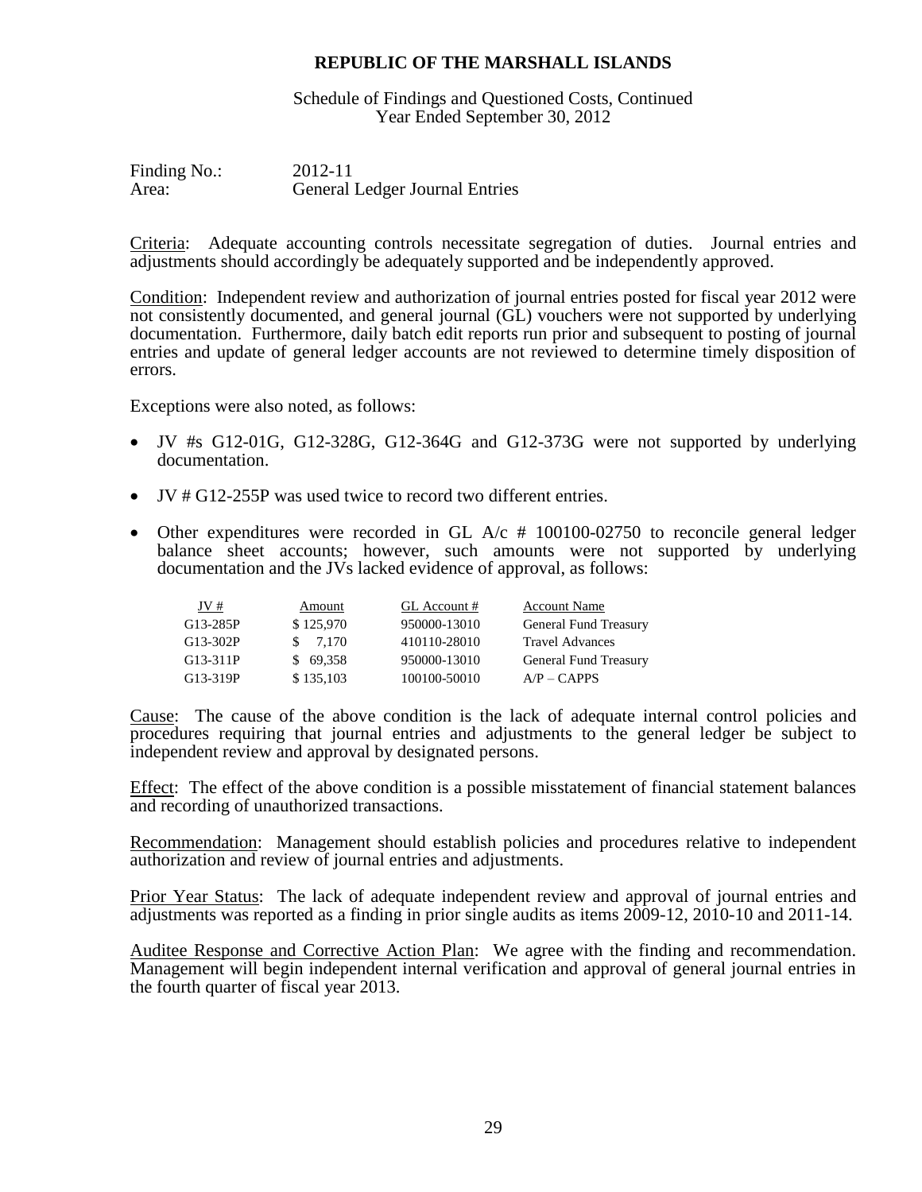# REPUBLIC OF THE MARSHALL ISLANDS

Schedule of Findings and Questioned Costs, Continued
Year Ended September 30, 2012

Finding No.: 2012-11
Area: General Ledger Journal Entries

Criteria: Adequate accounting controls necessitate segregation of duties. Journal entries and adjustments should accordingly be adequately supported and be independently approved.

Condition: Independent review and authorization of journal entries posted for fiscal year 2012 were not consistently documented, and general journal (GL) vouchers were not supported by underlying documentation. Furthermore, daily batch edit reports run prior and subsequent to posting of journal entries and update of general ledger accounts are not reviewed to determine timely disposition of errors.

Exceptions were also noted, as follows:

- JV #s G12-01G, G12-328G, G12-364G and G12-373G were not supported by underlying documentation.
- JV # G12-255P was used twice to record two different entries.
- Other expenditures were recorded in GL A/c # 100100-02750 to reconcile general ledger balance sheet accounts; however, such amounts were not supported by underlying documentation and the JVs lacked evidence of approval, as follows:

| JV # | Amount | GL Account # | Account Name |
|---|---|---|---|
| G13-285P | $ 125,970 | 950000-13010 | General Fund Treasury |
| G13-302P | $ 7,170 | 410110-28010 | Travel Advances |
| G13-311P | $ 69,358 | 950000-13010 | General Fund Treasury |
| G13-319P | $ 135,103 | 100100-50010 | A/P – CAPPS |

Cause: The cause of the above condition is the lack of adequate internal control policies and procedures requiring that journal entries and adjustments to the general ledger be subject to independent review and approval by designated persons.

Effect: The effect of the above condition is a possible misstatement of financial statement balances and recording of unauthorized transactions.

Recommendation: Management should establish policies and procedures relative to independent authorization and review of journal entries and adjustments.

Prior Year Status: The lack of adequate independent review and approval of journal entries and adjustments was reported as a finding in prior single audits as items 2009-12, 2010-10 and 2011-14.

Auditee Response and Corrective Action Plan: We agree with the finding and recommendation. Management will begin independent internal verification and approval of general journal entries in the fourth quarter of fiscal year 2013.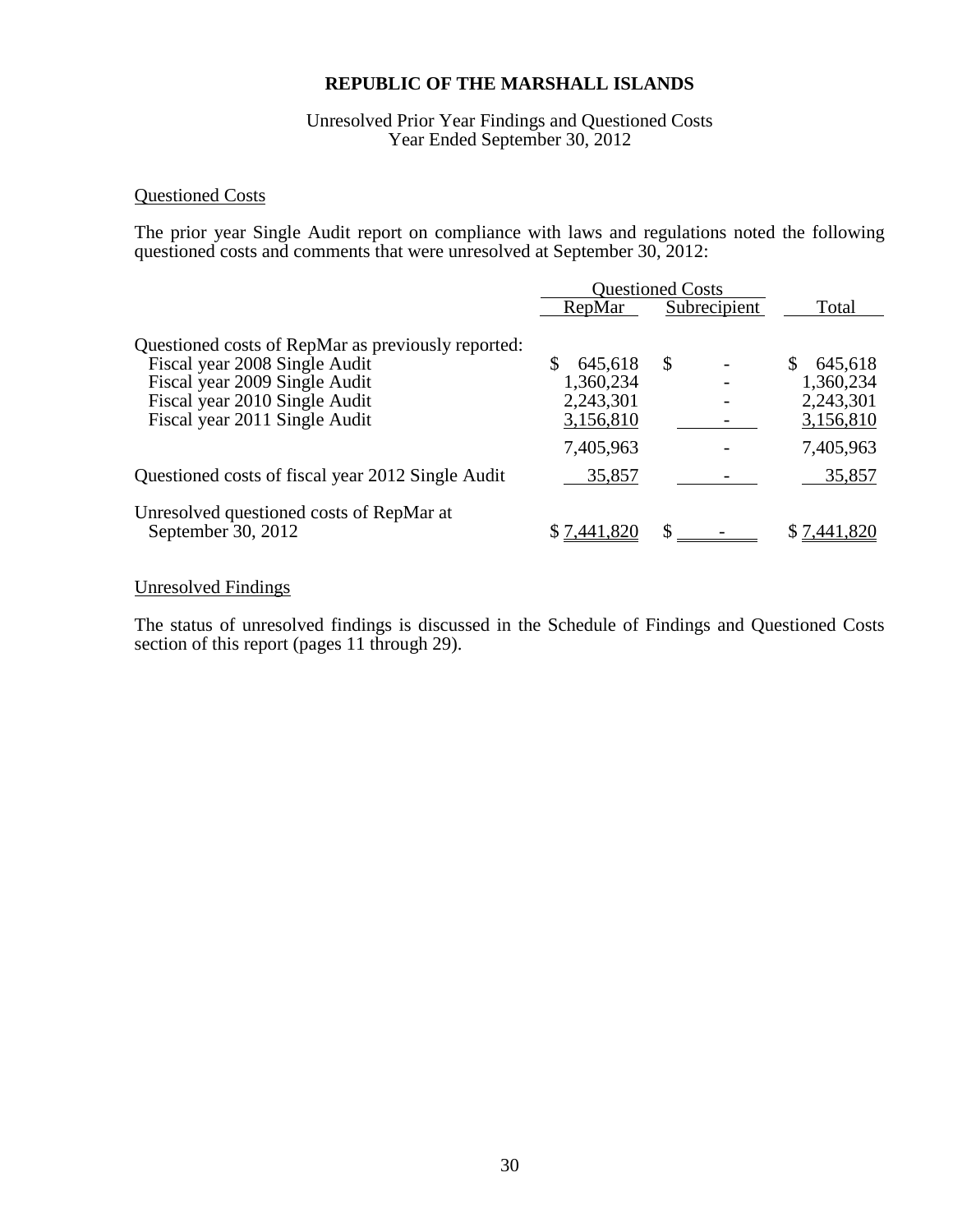**REPUBLIC OF THE MARSHALL ISLANDS**

Unresolved Prior Year Findings and Questioned Costs
Year Ended September 30, 2012

Questioned Costs

The prior year Single Audit report on compliance with laws and regulations noted the following questioned costs and comments that were unresolved at September 30, 2012:

| | Questioned Costs | | |
|---|---|---|---|
| | RepMar | Subrecipient | Total |
| Questioned costs of RepMar as previously reported: | | | |
| Fiscal year 2008 Single Audit | $ 645,618 | $ - | $ 645,618 |
| Fiscal year 2009 Single Audit | 1,360,234 | - | 1,360,234 |
| Fiscal year 2010 Single Audit | 2,243,301 | - | 2,243,301 |
| Fiscal year 2011 Single Audit | 3,156,810 | - | 3,156,810 |
| | 7,405,963 | - | 7,405,963 |
| Questioned costs of fiscal year 2012 Single Audit | 35,857 | - | 35,857 |
| Unresolved questioned costs of RepMar at September 30, 2012 | $ 7,441,820 | $ - | $ 7,441,820 |

Unresolved Findings

The status of unresolved findings is discussed in the Schedule of Findings and Questioned Costs section of this report (pages 11 through 29).